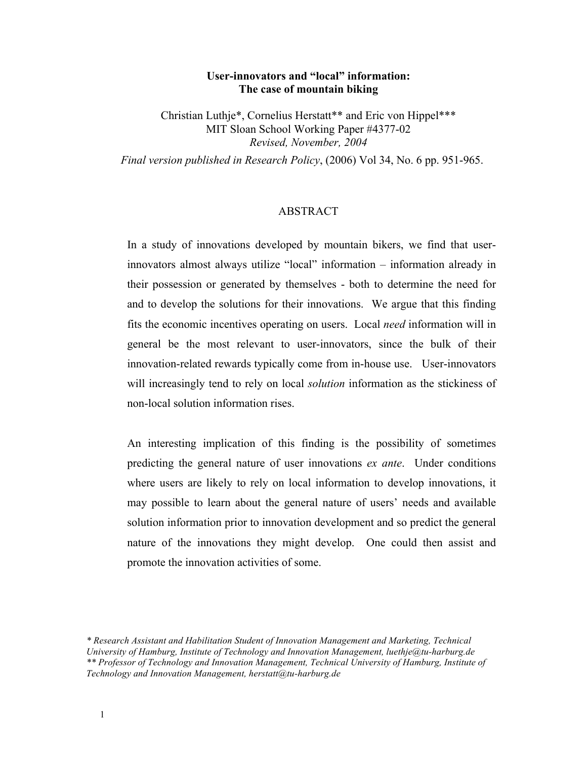# User-innovators and "local" information: The case of mountain biking

Christian Luthje*, Cornelius Herstatt** and Eric von Hippel***
MIT Sloan School Working Paper #4377-02
*Revised, November, 2004*

*Final version published in Research Policy*, (2006) Vol 34, No. 6 pp. 951-965.

## ABSTRACT

In a study of innovations developed by mountain bikers, we find that user-innovators almost always utilize "local" information – information already in their possession or generated by themselves - both to determine the need for and to develop the solutions for their innovations. We argue that this finding fits the economic incentives operating on users. Local *need* information will in general be the most relevant to user-innovators, since the bulk of their innovation-related rewards typically come from in-house use. User-innovators will increasingly tend to rely on local *solution* information as the stickiness of non-local solution information rises.

An interesting implication of this finding is the possibility of sometimes predicting the general nature of user innovations *ex ante*. Under conditions where users are likely to rely on local information to develop innovations, it may possible to learn about the general nature of users' needs and available solution information prior to innovation development and so predict the general nature of the innovations they might develop. One could then assist and promote the innovation activities of some.

*\* Research Assistant and Habilitation Student of Innovation Management and Marketing, Technical University of Hamburg, Institute of Technology and Innovation Management, luethje@tu-harburg.de*
*\*\* Professor of Technology and Innovation Management, Technical University of Hamburg, Institute of Technology and Innovation Management, herstatt@tu-harburg.de*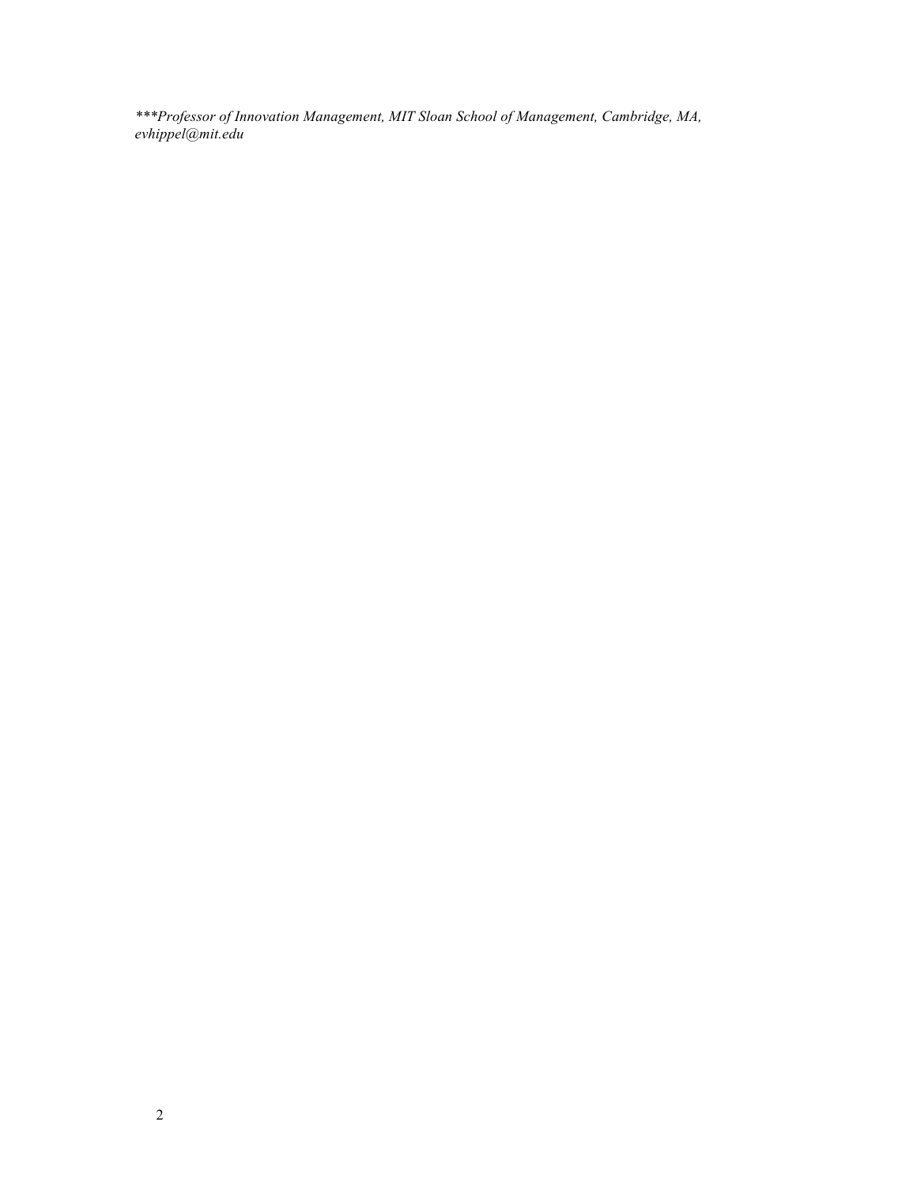****Professor of Innovation Management, MIT Sloan School of Management, Cambridge, MA, evhippel@mit.edu*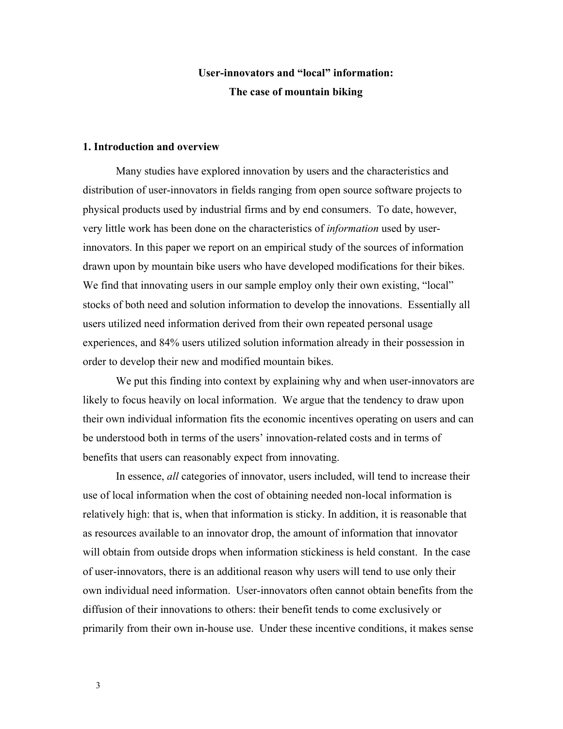# User-innovators and "local" information:
# The case of mountain biking

## 1. Introduction and overview

Many studies have explored innovation by users and the characteristics and distribution of user-innovators in fields ranging from open source software projects to physical products used by industrial firms and by end consumers. To date, however, very little work has been done on the characteristics of *information* used by user-innovators. In this paper we report on an empirical study of the sources of information drawn upon by mountain bike users who have developed modifications for their bikes. We find that innovating users in our sample employ only their own existing, "local" stocks of both need and solution information to develop the innovations. Essentially all users utilized need information derived from their own repeated personal usage experiences, and 84% users utilized solution information already in their possession in order to develop their new and modified mountain bikes.

We put this finding into context by explaining why and when user-innovators are likely to focus heavily on local information. We argue that the tendency to draw upon their own individual information fits the economic incentives operating on users and can be understood both in terms of the users' innovation-related costs and in terms of benefits that users can reasonably expect from innovating.

In essence, *all* categories of innovator, users included, will tend to increase their use of local information when the cost of obtaining needed non-local information is relatively high: that is, when that information is sticky. In addition, it is reasonable that as resources available to an innovator drop, the amount of information that innovator will obtain from outside drops when information stickiness is held constant. In the case of user-innovators, there is an additional reason why users will tend to use only their own individual need information. User-innovators often cannot obtain benefits from the diffusion of their innovations to others: their benefit tends to come exclusively or primarily from their own in-house use. Under these incentive conditions, it makes sense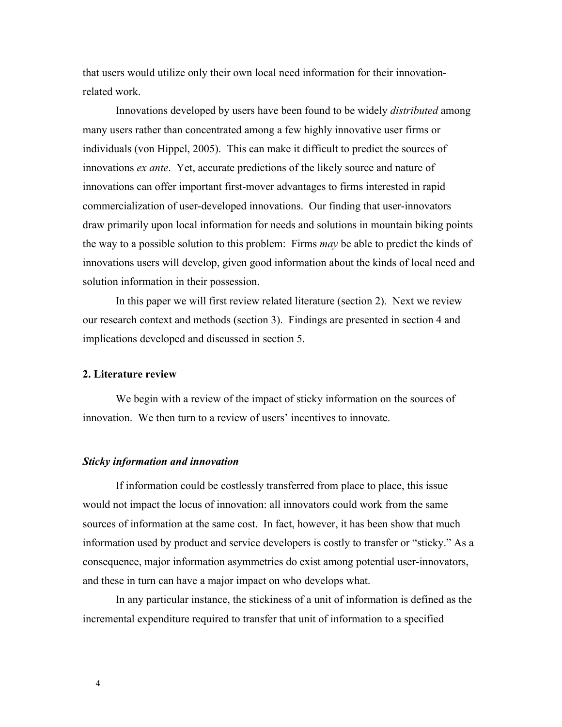that users would utilize only their own local need information for their innovation-related work.

Innovations developed by users have been found to be widely *distributed* among many users rather than concentrated among a few highly innovative user firms or individuals (von Hippel, 2005). This can make it difficult to predict the sources of innovations *ex ante*. Yet, accurate predictions of the likely source and nature of innovations can offer important first-mover advantages to firms interested in rapid commercialization of user-developed innovations. Our finding that user-innovators draw primarily upon local information for needs and solutions in mountain biking points the way to a possible solution to this problem: Firms *may* be able to predict the kinds of innovations users will develop, given good information about the kinds of local need and solution information in their possession.

In this paper we will first review related literature (section 2). Next we review our research context and methods (section 3). Findings are presented in section 4 and implications developed and discussed in section 5.

## 2. Literature review

We begin with a review of the impact of sticky information on the sources of innovation. We then turn to a review of users' incentives to innovate.

### *Sticky information and innovation*

If information could be costlessly transferred from place to place, this issue would not impact the locus of innovation: all innovators could work from the same sources of information at the same cost. In fact, however, it has been show that much information used by product and service developers is costly to transfer or "sticky." As a consequence, major information asymmetries do exist among potential user-innovators, and these in turn can have a major impact on who develops what.

In any particular instance, the stickiness of a unit of information is defined as the incremental expenditure required to transfer that unit of information to a specified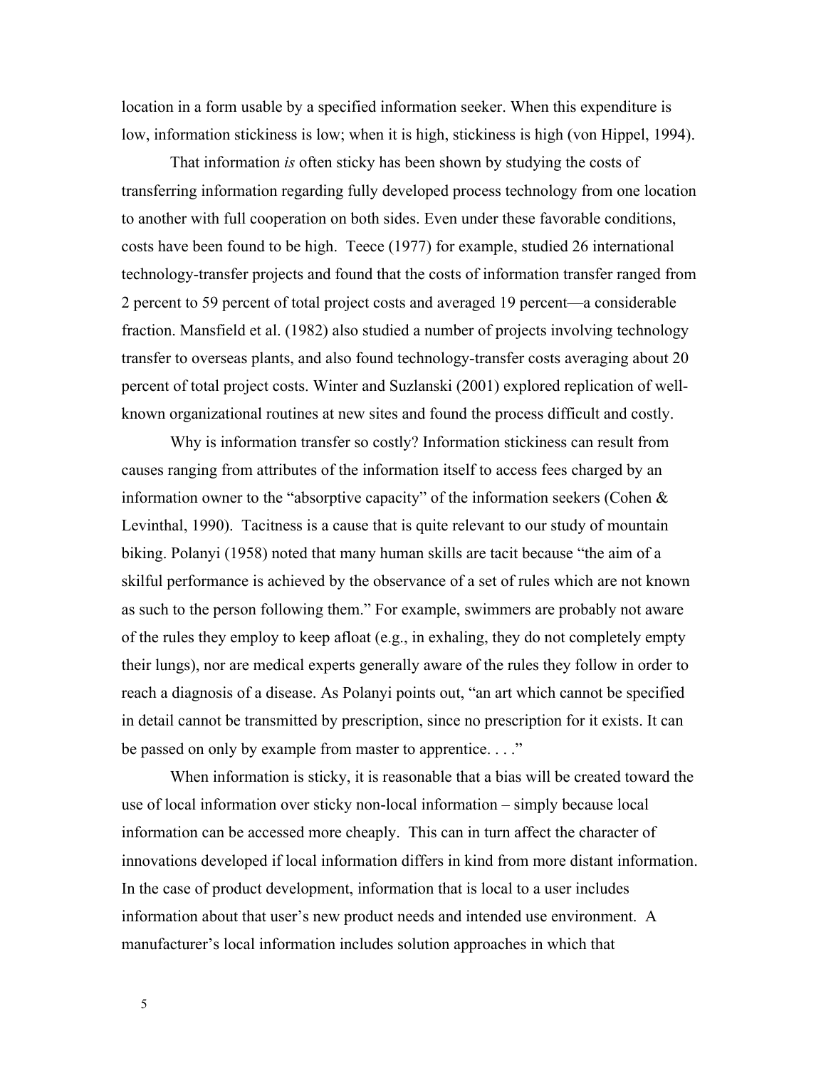location in a form usable by a specified information seeker. When this expenditure is low, information stickiness is low; when it is high, stickiness is high (von Hippel, 1994).

That information *is* often sticky has been shown by studying the costs of transferring information regarding fully developed process technology from one location to another with full cooperation on both sides. Even under these favorable conditions, costs have been found to be high. Teece (1977) for example, studied 26 international technology-transfer projects and found that the costs of information transfer ranged from 2 percent to 59 percent of total project costs and averaged 19 percent—a considerable fraction. Mansfield et al. (1982) also studied a number of projects involving technology transfer to overseas plants, and also found technology-transfer costs averaging about 20 percent of total project costs. Winter and Suzlanski (2001) explored replication of well-known organizational routines at new sites and found the process difficult and costly.

Why is information transfer so costly? Information stickiness can result from causes ranging from attributes of the information itself to access fees charged by an information owner to the "absorptive capacity" of the information seekers (Cohen & Levinthal, 1990). Tacitness is a cause that is quite relevant to our study of mountain biking. Polanyi (1958) noted that many human skills are tacit because "the aim of a skilful performance is achieved by the observance of a set of rules which are not known as such to the person following them." For example, swimmers are probably not aware of the rules they employ to keep afloat (e.g., in exhaling, they do not completely empty their lungs), nor are medical experts generally aware of the rules they follow in order to reach a diagnosis of a disease. As Polanyi points out, "an art which cannot be specified in detail cannot be transmitted by prescription, since no prescription for it exists. It can be passed on only by example from master to apprentice. . . ."

When information is sticky, it is reasonable that a bias will be created toward the use of local information over sticky non-local information – simply because local information can be accessed more cheaply. This can in turn affect the character of innovations developed if local information differs in kind from more distant information. In the case of product development, information that is local to a user includes information about that user's new product needs and intended use environment. A manufacturer's local information includes solution approaches in which that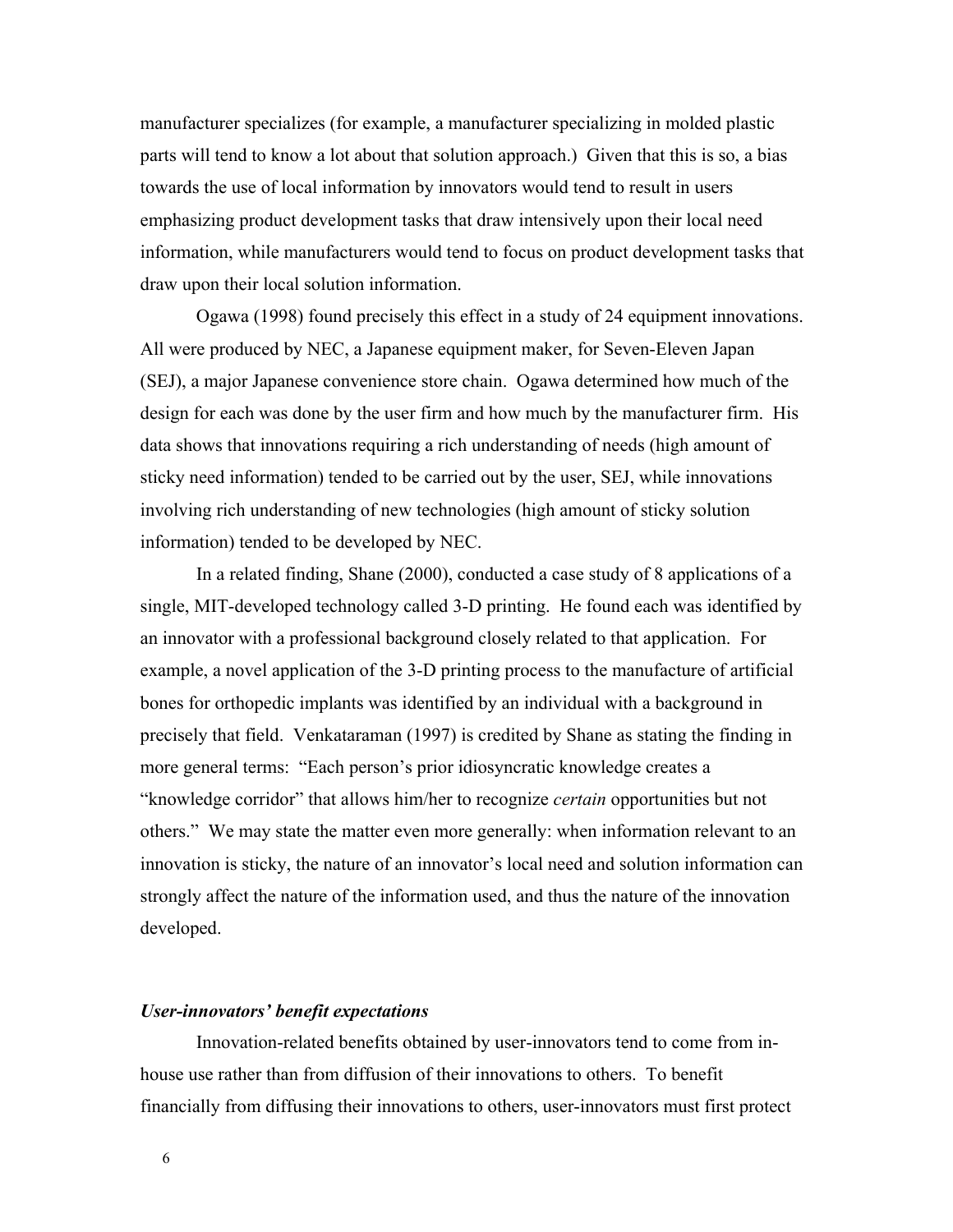manufacturer specializes (for example, a manufacturer specializing in molded plastic parts will tend to know a lot about that solution approach.) Given that this is so, a bias towards the use of local information by innovators would tend to result in users emphasizing product development tasks that draw intensively upon their local need information, while manufacturers would tend to focus on product development tasks that draw upon their local solution information.

Ogawa (1998) found precisely this effect in a study of 24 equipment innovations. All were produced by NEC, a Japanese equipment maker, for Seven-Eleven Japan (SEJ), a major Japanese convenience store chain. Ogawa determined how much of the design for each was done by the user firm and how much by the manufacturer firm. His data shows that innovations requiring a rich understanding of needs (high amount of sticky need information) tended to be carried out by the user, SEJ, while innovations involving rich understanding of new technologies (high amount of sticky solution information) tended to be developed by NEC.

In a related finding, Shane (2000), conducted a case study of 8 applications of a single, MIT-developed technology called 3-D printing. He found each was identified by an innovator with a professional background closely related to that application. For example, a novel application of the 3-D printing process to the manufacture of artificial bones for orthopedic implants was identified by an individual with a background in precisely that field. Venkataraman (1997) is credited by Shane as stating the finding in more general terms: "Each person's prior idiosyncratic knowledge creates a "knowledge corridor" that allows him/her to recognize *certain* opportunities but not others." We may state the matter even more generally: when information relevant to an innovation is sticky, the nature of an innovator's local need and solution information can strongly affect the nature of the information used, and thus the nature of the innovation developed.

### *User-innovators' benefit expectations*

Innovation-related benefits obtained by user-innovators tend to come from in-house use rather than from diffusion of their innovations to others. To benefit financially from diffusing their innovations to others, user-innovators must first protect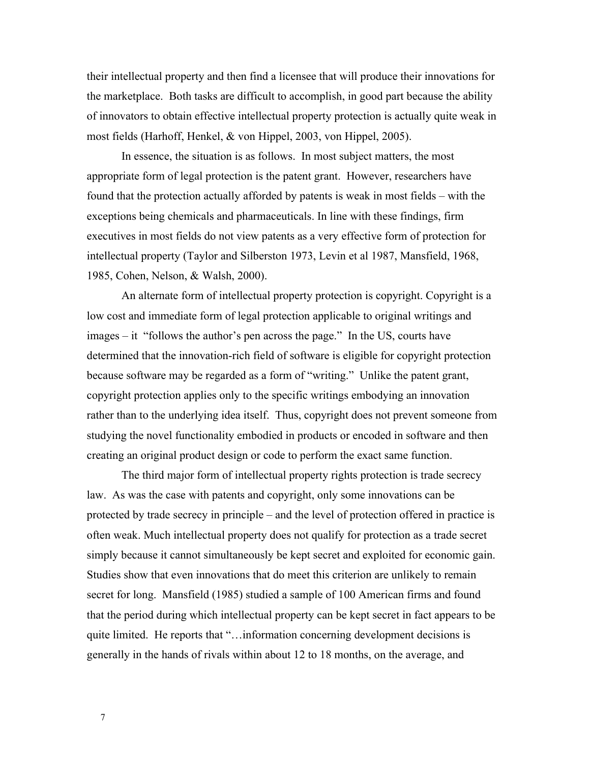their intellectual property and then find a licensee that will produce their innovations for the marketplace. Both tasks are difficult to accomplish, in good part because the ability of innovators to obtain effective intellectual property protection is actually quite weak in most fields (Harhoff, Henkel, & von Hippel, 2003, von Hippel, 2005).

In essence, the situation is as follows. In most subject matters, the most appropriate form of legal protection is the patent grant. However, researchers have found that the protection actually afforded by patents is weak in most fields – with the exceptions being chemicals and pharmaceuticals. In line with these findings, firm executives in most fields do not view patents as a very effective form of protection for intellectual property (Taylor and Silberston 1973, Levin et al 1987, Mansfield, 1968, 1985, Cohen, Nelson, & Walsh, 2000).

An alternate form of intellectual property protection is copyright. Copyright is a low cost and immediate form of legal protection applicable to original writings and images – it "follows the author's pen across the page." In the US, courts have determined that the innovation-rich field of software is eligible for copyright protection because software may be regarded as a form of "writing." Unlike the patent grant, copyright protection applies only to the specific writings embodying an innovation rather than to the underlying idea itself. Thus, copyright does not prevent someone from studying the novel functionality embodied in products or encoded in software and then creating an original product design or code to perform the exact same function.

The third major form of intellectual property rights protection is trade secrecy law. As was the case with patents and copyright, only some innovations can be protected by trade secrecy in principle – and the level of protection offered in practice is often weak. Much intellectual property does not qualify for protection as a trade secret simply because it cannot simultaneously be kept secret and exploited for economic gain. Studies show that even innovations that do meet this criterion are unlikely to remain secret for long. Mansfield (1985) studied a sample of 100 American firms and found that the period during which intellectual property can be kept secret in fact appears to be quite limited. He reports that "…information concerning development decisions is generally in the hands of rivals within about 12 to 18 months, on the average, and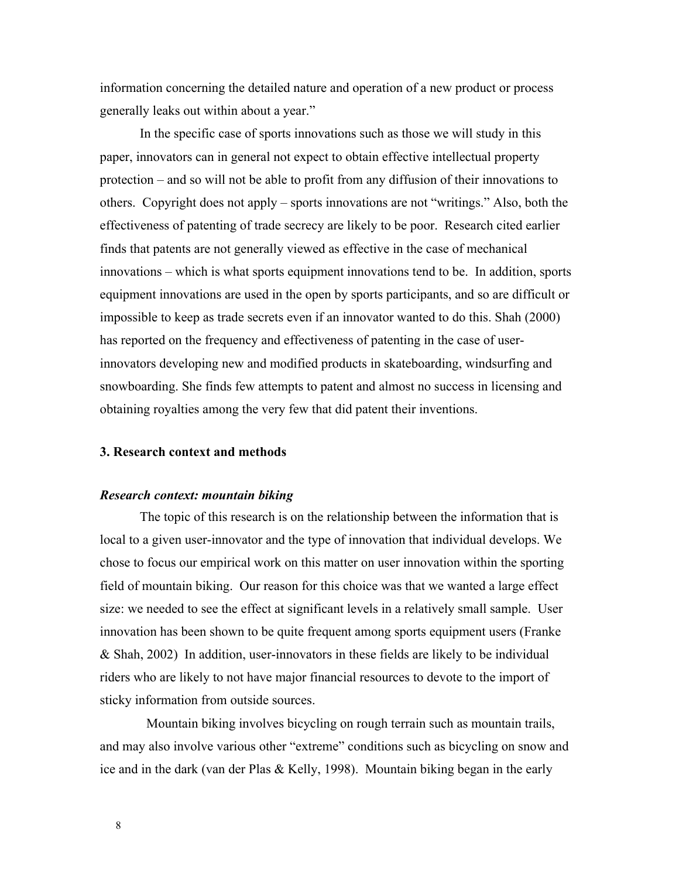information concerning the detailed nature and operation of a new product or process generally leaks out within about a year."

In the specific case of sports innovations such as those we will study in this paper, innovators can in general not expect to obtain effective intellectual property protection – and so will not be able to profit from any diffusion of their innovations to others. Copyright does not apply – sports innovations are not "writings." Also, both the effectiveness of patenting of trade secrecy are likely to be poor. Research cited earlier finds that patents are not generally viewed as effective in the case of mechanical innovations – which is what sports equipment innovations tend to be. In addition, sports equipment innovations are used in the open by sports participants, and so are difficult or impossible to keep as trade secrets even if an innovator wanted to do this. Shah (2000) has reported on the frequency and effectiveness of patenting in the case of user-innovators developing new and modified products in skateboarding, windsurfing and snowboarding. She finds few attempts to patent and almost no success in licensing and obtaining royalties among the very few that did patent their inventions.

## 3. Research context and methods

### *Research context: mountain biking*

The topic of this research is on the relationship between the information that is local to a given user-innovator and the type of innovation that individual develops. We chose to focus our empirical work on this matter on user innovation within the sporting field of mountain biking. Our reason for this choice was that we wanted a large effect size: we needed to see the effect at significant levels in a relatively small sample. User innovation has been shown to be quite frequent among sports equipment users (Franke & Shah, 2002) In addition, user-innovators in these fields are likely to be individual riders who are likely to not have major financial resources to devote to the import of sticky information from outside sources.

Mountain biking involves bicycling on rough terrain such as mountain trails, and may also involve various other "extreme" conditions such as bicycling on snow and ice and in the dark (van der Plas & Kelly, 1998). Mountain biking began in the early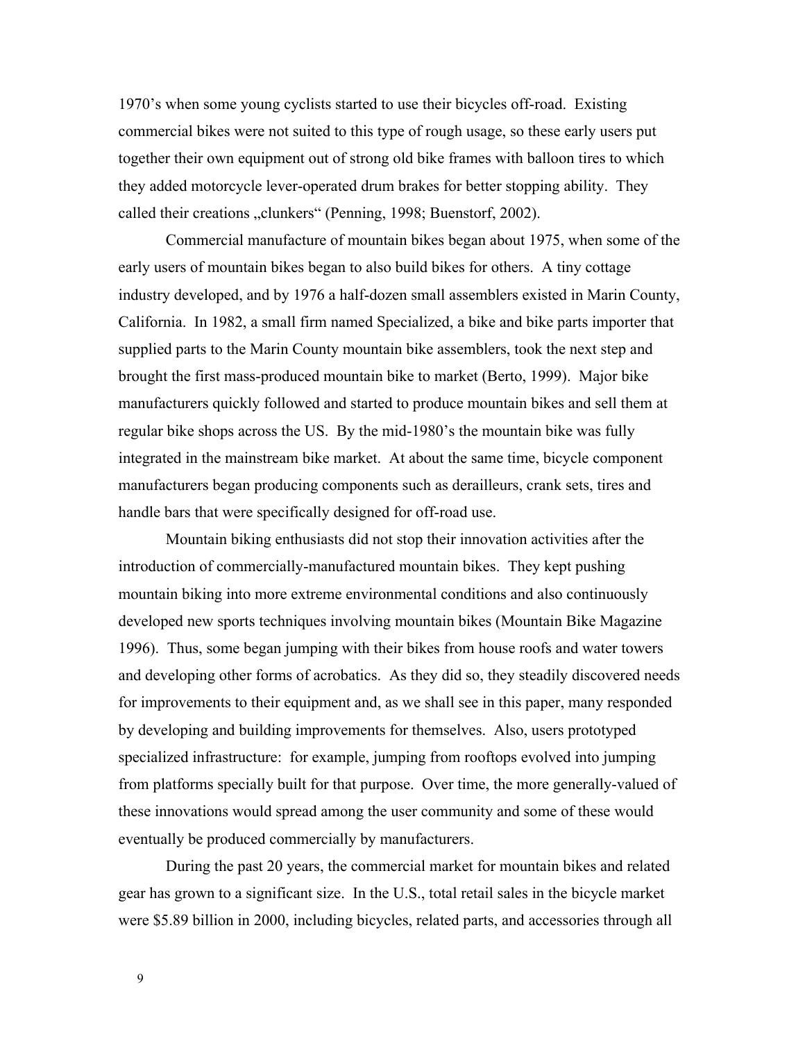1970's when some young cyclists started to use their bicycles off-road. Existing commercial bikes were not suited to this type of rough usage, so these early users put together their own equipment out of strong old bike frames with balloon tires to which they added motorcycle lever-operated drum brakes for better stopping ability. They called their creations „clunkers" (Penning, 1998; Buenstorf, 2002).

Commercial manufacture of mountain bikes began about 1975, when some of the early users of mountain bikes began to also build bikes for others. A tiny cottage industry developed, and by 1976 a half-dozen small assemblers existed in Marin County, California. In 1982, a small firm named Specialized, a bike and bike parts importer that supplied parts to the Marin County mountain bike assemblers, took the next step and brought the first mass-produced mountain bike to market (Berto, 1999). Major bike manufacturers quickly followed and started to produce mountain bikes and sell them at regular bike shops across the US. By the mid-1980's the mountain bike was fully integrated in the mainstream bike market. At about the same time, bicycle component manufacturers began producing components such as derailleurs, crank sets, tires and handle bars that were specifically designed for off-road use.

Mountain biking enthusiasts did not stop their innovation activities after the introduction of commercially-manufactured mountain bikes. They kept pushing mountain biking into more extreme environmental conditions and also continuously developed new sports techniques involving mountain bikes (Mountain Bike Magazine 1996). Thus, some began jumping with their bikes from house roofs and water towers and developing other forms of acrobatics. As they did so, they steadily discovered needs for improvements to their equipment and, as we shall see in this paper, many responded by developing and building improvements for themselves. Also, users prototyped specialized infrastructure: for example, jumping from rooftops evolved into jumping from platforms specially built for that purpose. Over time, the more generally-valued of these innovations would spread among the user community and some of these would eventually be produced commercially by manufacturers.

During the past 20 years, the commercial market for mountain bikes and related gear has grown to a significant size. In the U.S., total retail sales in the bicycle market were $5.89 billion in 2000, including bicycles, related parts, and accessories through all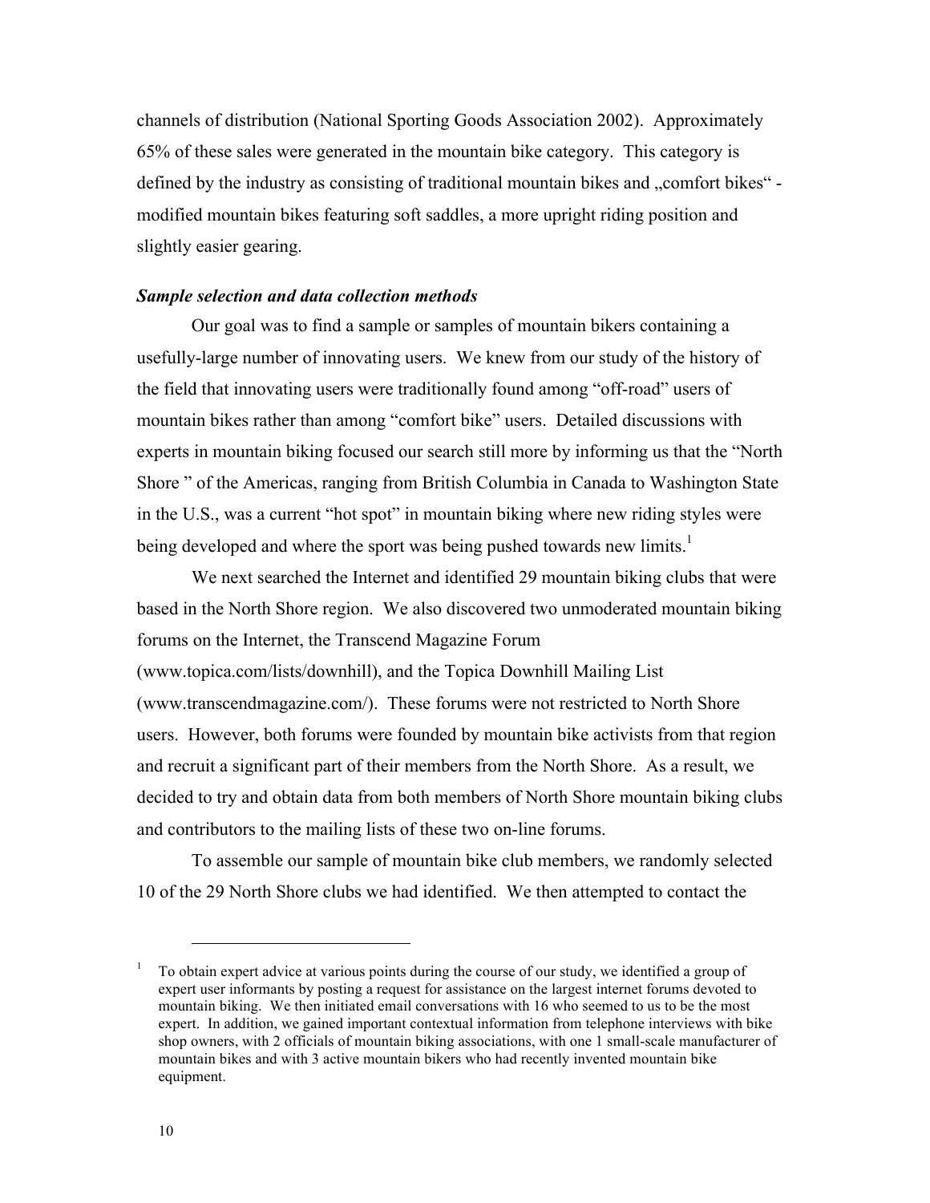channels of distribution (National Sporting Goods Association 2002). Approximately 65% of these sales were generated in the mountain bike category. This category is defined by the industry as consisting of traditional mountain bikes and „comfort bikes“ - modified mountain bikes featuring soft saddles, a more upright riding position and slightly easier gearing.

***Sample selection and data collection methods***

Our goal was to find a sample or samples of mountain bikers containing a usefully-large number of innovating users. We knew from our study of the history of the field that innovating users were traditionally found among "off-road" users of mountain bikes rather than among "comfort bike" users. Detailed discussions with experts in mountain biking focused our search still more by informing us that the "North Shore " of the Americas, ranging from British Columbia in Canada to Washington State in the U.S., was a current "hot spot" in mountain biking where new riding styles were being developed and where the sport was being pushed towards new limits.[1]

We next searched the Internet and identified 29 mountain biking clubs that were based in the North Shore region. We also discovered two unmoderated mountain biking forums on the Internet, the Transcend Magazine Forum (www.topica.com/lists/downhill), and the Topica Downhill Mailing List (www.transcendmagazine.com/). These forums were not restricted to North Shore users. However, both forums were founded by mountain bike activists from that region and recruit a significant part of their members from the North Shore. As a result, we decided to try and obtain data from both members of North Shore mountain biking clubs and contributors to the mailing lists of these two on-line forums.

To assemble our sample of mountain bike club members, we randomly selected 10 of the 29 North Shore clubs we had identified. We then attempted to contact the

---

[1] To obtain expert advice at various points during the course of our study, we identified a group of expert user informants by posting a request for assistance on the largest internet forums devoted to mountain biking. We then initiated email conversations with 16 who seemed to us to be the most expert. In addition, we gained important contextual information from telephone interviews with bike shop owners, with 2 officials of mountain biking associations, with one 1 small-scale manufacturer of mountain bikes and with 3 active mountain bikers who had recently invented mountain bike equipment.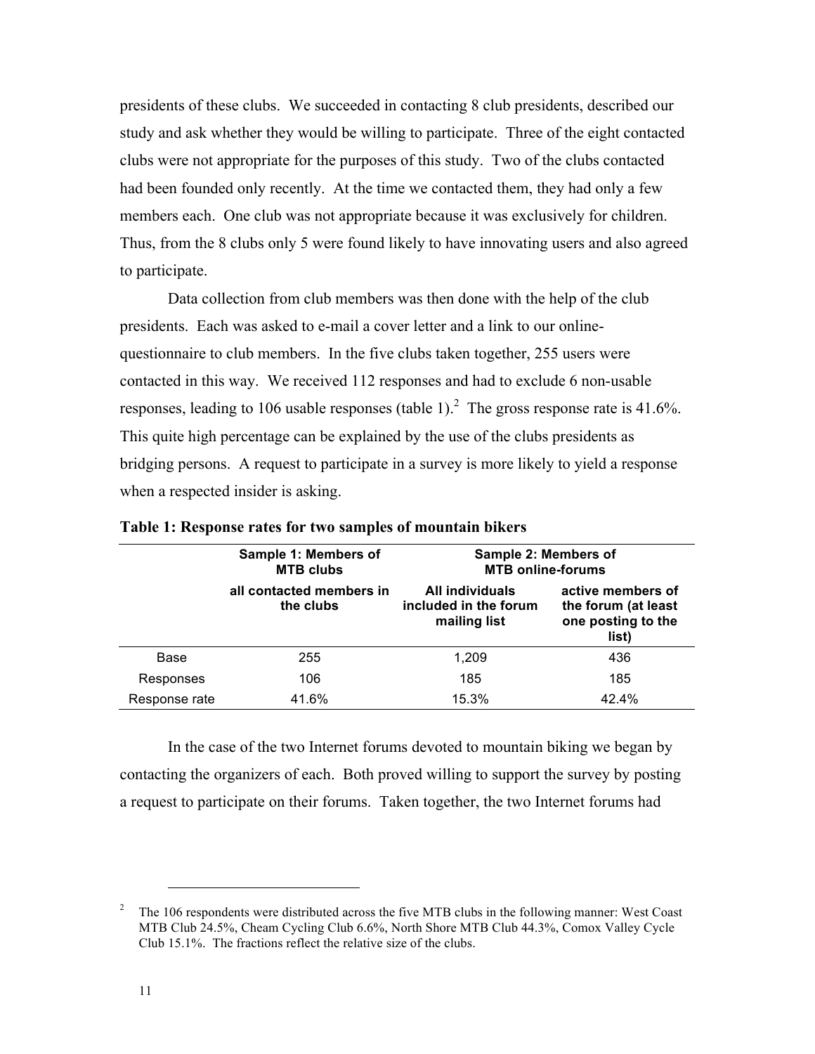presidents of these clubs. We succeeded in contacting 8 club presidents, described our study and ask whether they would be willing to participate. Three of the eight contacted clubs were not appropriate for the purposes of this study. Two of the clubs contacted had been founded only recently. At the time we contacted them, they had only a few members each. One club was not appropriate because it was exclusively for children. Thus, from the 8 clubs only 5 were found likely to have innovating users and also agreed to participate.

Data collection from club members was then done with the help of the club presidents. Each was asked to e-mail a cover letter and a link to our online-questionnaire to club members. In the five clubs taken together, 255 users were contacted in this way. We received 112 responses and had to exclude 6 non-usable responses, leading to 106 usable responses (table 1).[2] The gross response rate is 41.6%. This quite high percentage can be explained by the use of the clubs presidents as bridging persons. A request to participate in a survey is more likely to yield a response when a respected insider is asking.

**Table 1: Response rates for two samples of mountain bikers**

| | Sample 1: Members of MTB clubs | Sample 2: Members of MTB online-forums | |
|---|---|---|---|
| | all contacted members in the clubs | All individuals included in the forum mailing list | active members of the forum (at least one posting to the list) |
| Base | 255 | 1,209 | 436 |
| Responses | 106 | 185 | 185 |
| Response rate | 41.6% | 15.3% | 42.4% |

In the case of the two Internet forums devoted to mountain biking we began by contacting the organizers of each. Both proved willing to support the survey by posting a request to participate on their forums. Taken together, the two Internet forums had

[2] The 106 respondents were distributed across the five MTB clubs in the following manner: West Coast MTB Club 24.5%, Cheam Cycling Club 6.6%, North Shore MTB Club 44.3%, Comox Valley Cycle Club 15.1%. The fractions reflect the relative size of the clubs.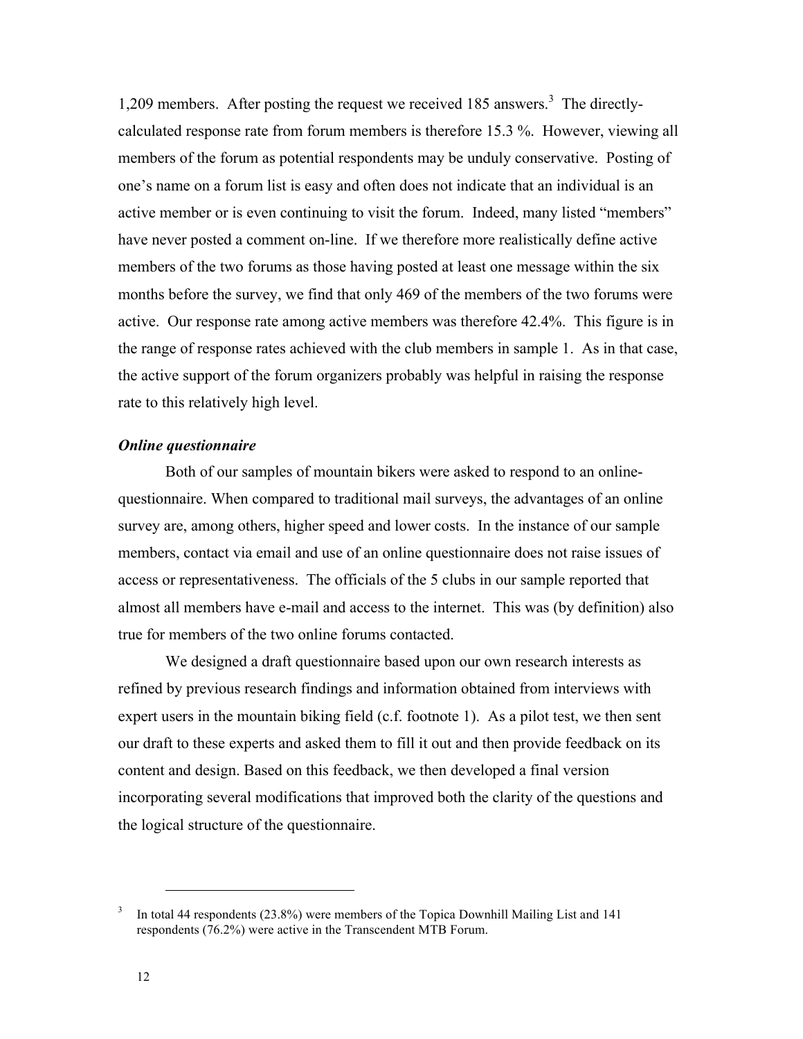1,209 members. After posting the request we received 185 answers.[3] The directly-calculated response rate from forum members is therefore 15.3 %. However, viewing all members of the forum as potential respondents may be unduly conservative. Posting of one's name on a forum list is easy and often does not indicate that an individual is an active member or is even continuing to visit the forum. Indeed, many listed "members" have never posted a comment on-line. If we therefore more realistically define active members of the two forums as those having posted at least one message within the six months before the survey, we find that only 469 of the members of the two forums were active. Our response rate among active members was therefore 42.4%. This figure is in the range of response rates achieved with the club members in sample 1. As in that case, the active support of the forum organizers probably was helpful in raising the response rate to this relatively high level.

***Online questionnaire***

Both of our samples of mountain bikers were asked to respond to an online-questionnaire. When compared to traditional mail surveys, the advantages of an online survey are, among others, higher speed and lower costs. In the instance of our sample members, contact via email and use of an online questionnaire does not raise issues of access or representativeness. The officials of the 5 clubs in our sample reported that almost all members have e-mail and access to the internet. This was (by definition) also true for members of the two online forums contacted.

We designed a draft questionnaire based upon our own research interests as refined by previous research findings and information obtained from interviews with expert users in the mountain biking field (c.f. footnote 1). As a pilot test, we then sent our draft to these experts and asked them to fill it out and then provide feedback on its content and design. Based on this feedback, we then developed a final version incorporating several modifications that improved both the clarity of the questions and the logical structure of the questionnaire.

---

[3] In total 44 respondents (23.8%) were members of the Topica Downhill Mailing List and 141 respondents (76.2%) were active in the Transcendent MTB Forum.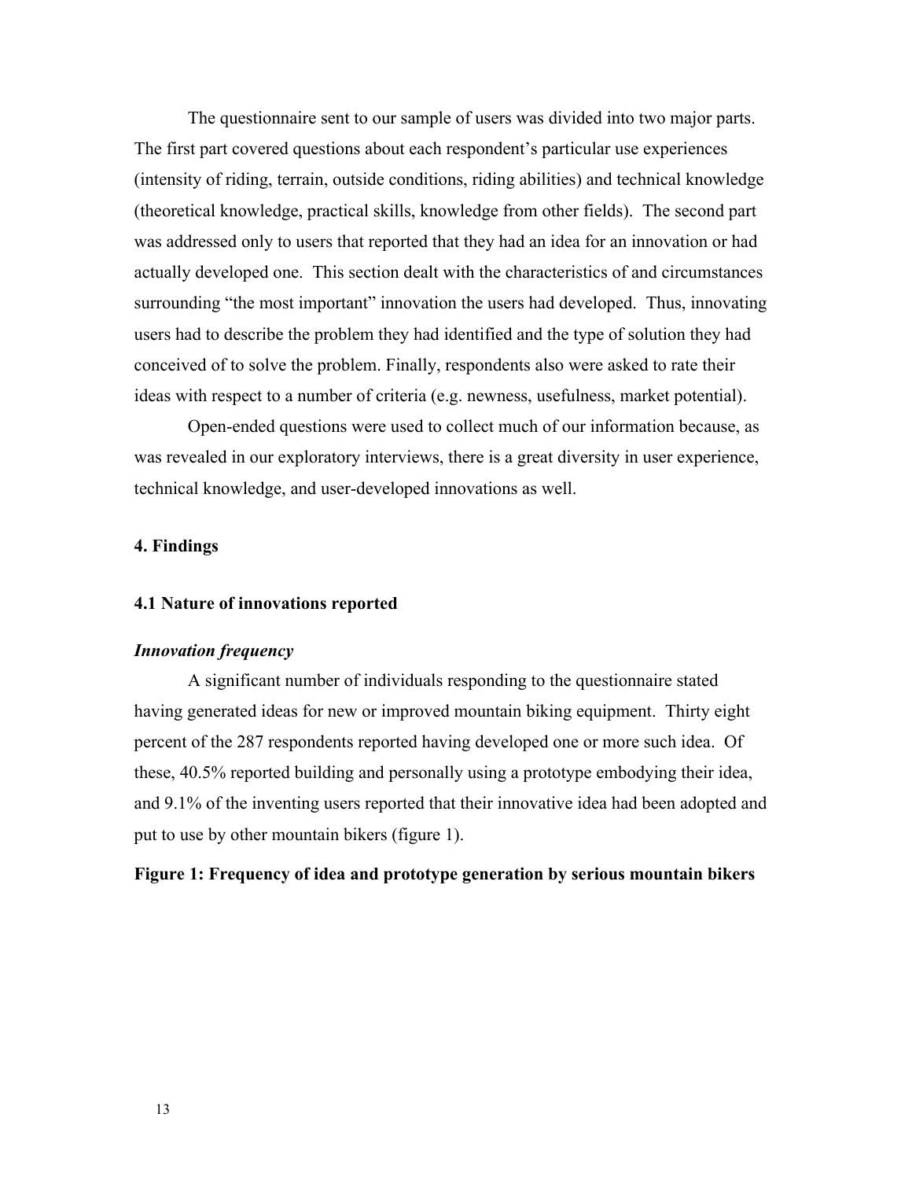The questionnaire sent to our sample of users was divided into two major parts. The first part covered questions about each respondent's particular use experiences (intensity of riding, terrain, outside conditions, riding abilities) and technical knowledge (theoretical knowledge, practical skills, knowledge from other fields). The second part was addressed only to users that reported that they had an idea for an innovation or had actually developed one. This section dealt with the characteristics of and circumstances surrounding "the most important" innovation the users had developed. Thus, innovating users had to describe the problem they had identified and the type of solution they had conceived of to solve the problem. Finally, respondents also were asked to rate their ideas with respect to a number of criteria (e.g. newness, usefulness, market potential).

Open-ended questions were used to collect much of our information because, as was revealed in our exploratory interviews, there is a great diversity in user experience, technical knowledge, and user-developed innovations as well.

## 4. Findings

### 4.1 Nature of innovations reported

#### *Innovation frequency*

A significant number of individuals responding to the questionnaire stated having generated ideas for new or improved mountain biking equipment. Thirty eight percent of the 287 respondents reported having developed one or more such idea. Of these, 40.5% reported building and personally using a prototype embodying their idea, and 9.1% of the inventing users reported that their innovative idea had been adopted and put to use by other mountain bikers (figure 1).

**Figure 1: Frequency of idea and prototype generation by serious mountain bikers**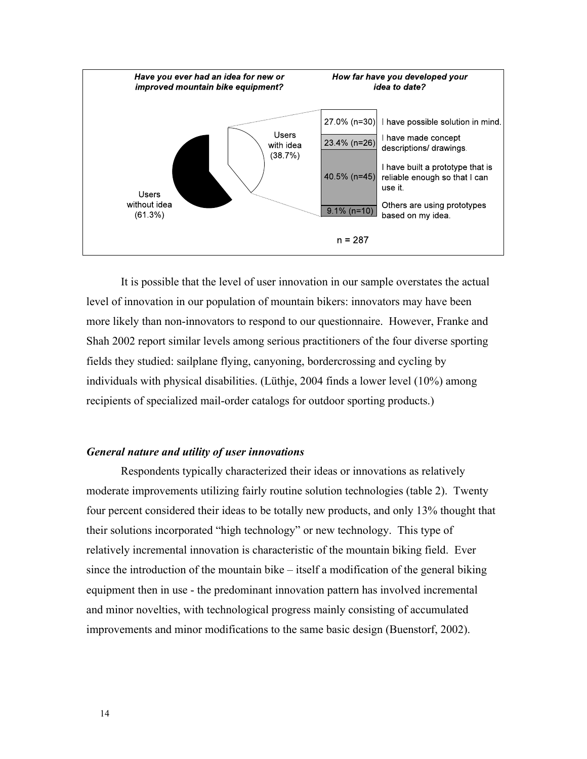**Have you ever had an idea for new or improved mountain bike equipment?**

Users with idea (38.7%)

Users without idea (61.3%)

**How far have you developed your idea to date?**

| Share | Stage |
| --- | --- |
| 27.0% (n=30) | I have possible solution in mind. |
| 23.4% (n=26) | I have made concept descriptions/ drawings. |
| 40.5% (n=45) | I have built a prototype that is reliable enough so that I can use it. |
| 9.1% (n=10) | Others are using prototypes based on my idea. |

n = 287

It is possible that the level of user innovation in our sample overstates the actual level of innovation in our population of mountain bikers: innovators may have been more likely than non-innovators to respond to our questionnaire. However, Franke and Shah 2002 report similar levels among serious practitioners of the four diverse sporting fields they studied: sailplane flying, canyoning, bordercrossing and cycling by individuals with physical disabilities. (Lüthje, 2004 finds a lower level (10%) among recipients of specialized mail-order catalogs for outdoor sporting products.)

### *General nature and utility of user innovations*

Respondents typically characterized their ideas or innovations as relatively moderate improvements utilizing fairly routine solution technologies (table 2). Twenty four percent considered their ideas to be totally new products, and only 13% thought that their solutions incorporated "high technology" or new technology. This type of relatively incremental innovation is characteristic of the mountain biking field. Ever since the introduction of the mountain bike – itself a modification of the general biking equipment then in use - the predominant innovation pattern has involved incremental and minor novelties, with technological progress mainly consisting of accumulated improvements and minor modifications to the same basic design (Buenstorf, 2002).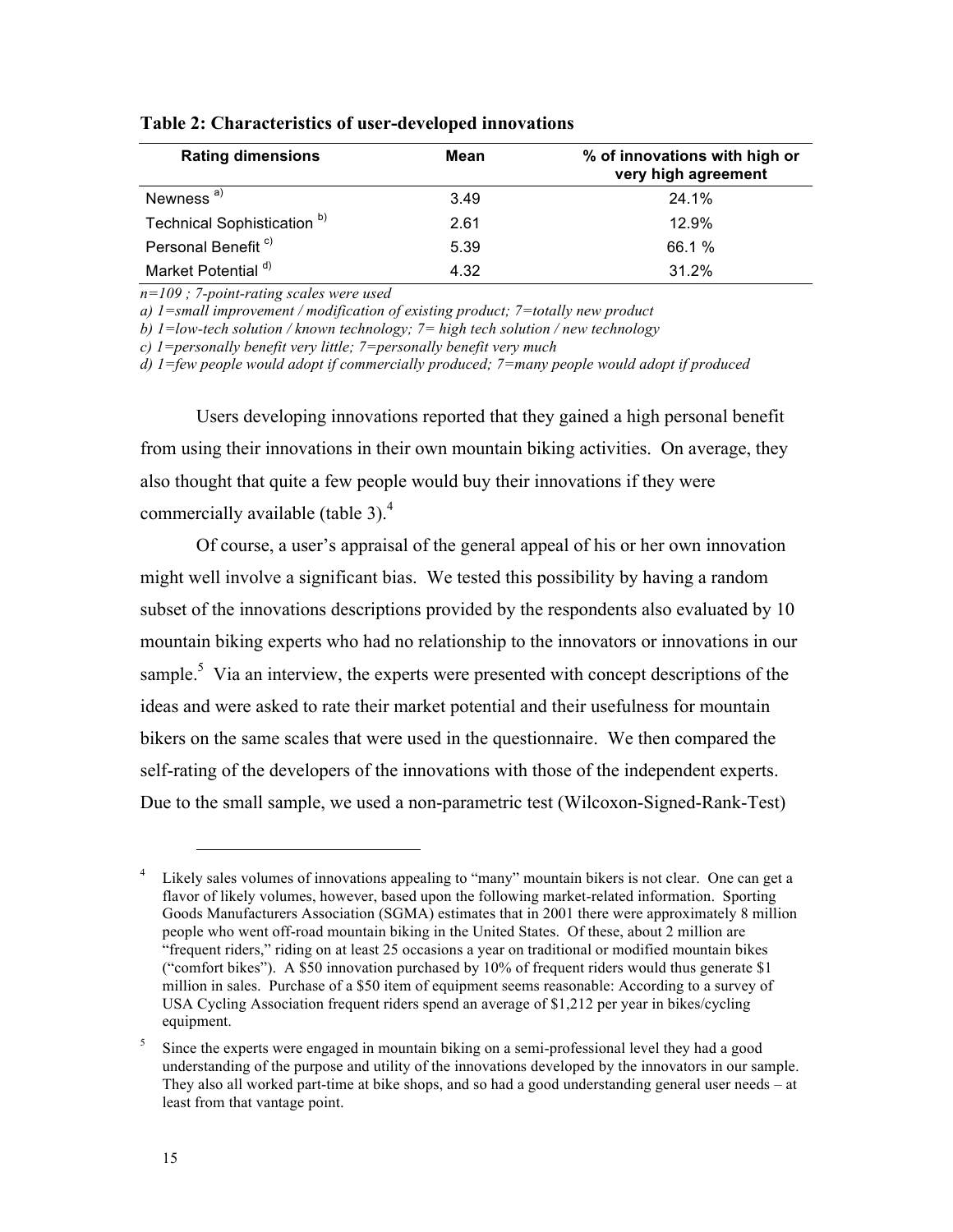**Table 2: Characteristics of user-developed innovations**

| Rating dimensions | Mean | % of innovations with high or very high agreement |
|---|---|---|
| Newness [a)] | 3.49 | 24.1% |
| Technical Sophistication [b)] | 2.61 | 12.9% |
| Personal Benefit [c)] | 5.39 | 66.1 % |
| Market Potential [d)] | 4.32 | 31.2% |

*n=109 ; 7-point-rating scales were used*

*a) 1=small improvement / modification of existing product; 7=totally new product*

*b) 1=low-tech solution / known technology; 7= high tech solution / new technology*

*c) 1=personally benefit very little; 7=personally benefit very much*

*d) 1=few people would adopt if commercially produced; 7=many people would adopt if produced*

Users developing innovations reported that they gained a high personal benefit from using their innovations in their own mountain biking activities. On average, they also thought that quite a few people would buy their innovations if they were commercially available (table 3).[4]

Of course, a user's appraisal of the general appeal of his or her own innovation might well involve a significant bias. We tested this possibility by having a random subset of the innovations descriptions provided by the respondents also evaluated by 10 mountain biking experts who had no relationship to the innovators or innovations in our sample.[5] Via an interview, the experts were presented with concept descriptions of the ideas and were asked to rate their market potential and their usefulness for mountain bikers on the same scales that were used in the questionnaire. We then compared the self-rating of the developers of the innovations with those of the independent experts. Due to the small sample, we used a non-parametric test (Wilcoxon-Signed-Rank-Test)

---

[4] Likely sales volumes of innovations appealing to "many" mountain bikers is not clear. One can get a flavor of likely volumes, however, based upon the following market-related information. Sporting Goods Manufacturers Association (SGMA) estimates that in 2001 there were approximately 8 million people who went off-road mountain biking in the United States. Of these, about 2 million are "frequent riders," riding on at least 25 occasions a year on traditional or modified mountain bikes ("comfort bikes"). A $50 innovation purchased by 10% of frequent riders would thus generate $1 million in sales. Purchase of a $50 item of equipment seems reasonable: According to a survey of USA Cycling Association frequent riders spend an average of $1,212 per year in bikes/cycling equipment.

[5] Since the experts were engaged in mountain biking on a semi-professional level they had a good understanding of the purpose and utility of the innovations developed by the innovators in our sample. They also all worked part-time at bike shops, and so had a good understanding general user needs – at least from that vantage point.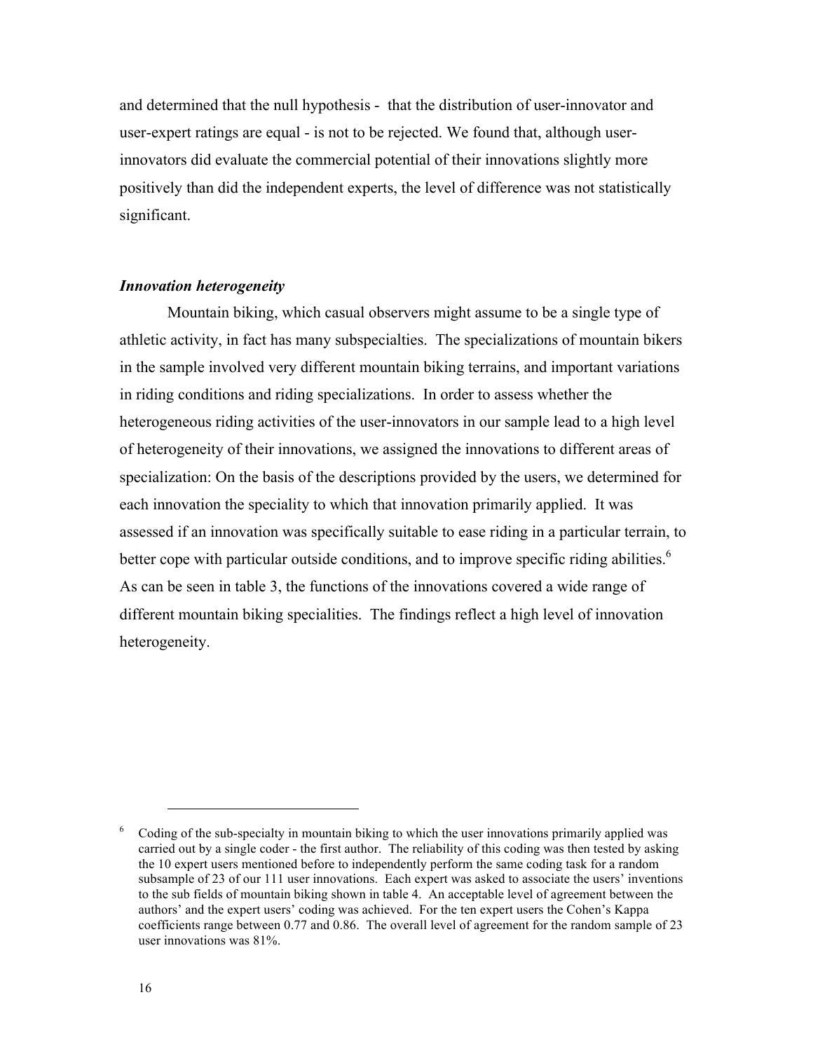and determined that the null hypothesis - that the distribution of user-innovator and user-expert ratings are equal - is not to be rejected. We found that, although user-innovators did evaluate the commercial potential of their innovations slightly more positively than did the independent experts, the level of difference was not statistically significant.

***Innovation heterogeneity***

Mountain biking, which casual observers might assume to be a single type of athletic activity, in fact has many subspecialties. The specializations of mountain bikers in the sample involved very different mountain biking terrains, and important variations in riding conditions and riding specializations. In order to assess whether the heterogeneous riding activities of the user-innovators in our sample lead to a high level of heterogeneity of their innovations, we assigned the innovations to different areas of specialization: On the basis of the descriptions provided by the users, we determined for each innovation the speciality to which that innovation primarily applied. It was assessed if an innovation was specifically suitable to ease riding in a particular terrain, to better cope with particular outside conditions, and to improve specific riding abilities.[6] As can be seen in table 3, the functions of the innovations covered a wide range of different mountain biking specialities. The findings reflect a high level of innovation heterogeneity.

---

[6] Coding of the sub-specialty in mountain biking to which the user innovations primarily applied was carried out by a single coder - the first author. The reliability of this coding was then tested by asking the 10 expert users mentioned before to independently perform the same coding task for a random subsample of 23 of our 111 user innovations. Each expert was asked to associate the users' inventions to the sub fields of mountain biking shown in table 4. An acceptable level of agreement between the authors' and the expert users' coding was achieved. For the ten expert users the Cohen's Kappa coefficients range between 0.77 and 0.86. The overall level of agreement for the random sample of 23 user innovations was 81%.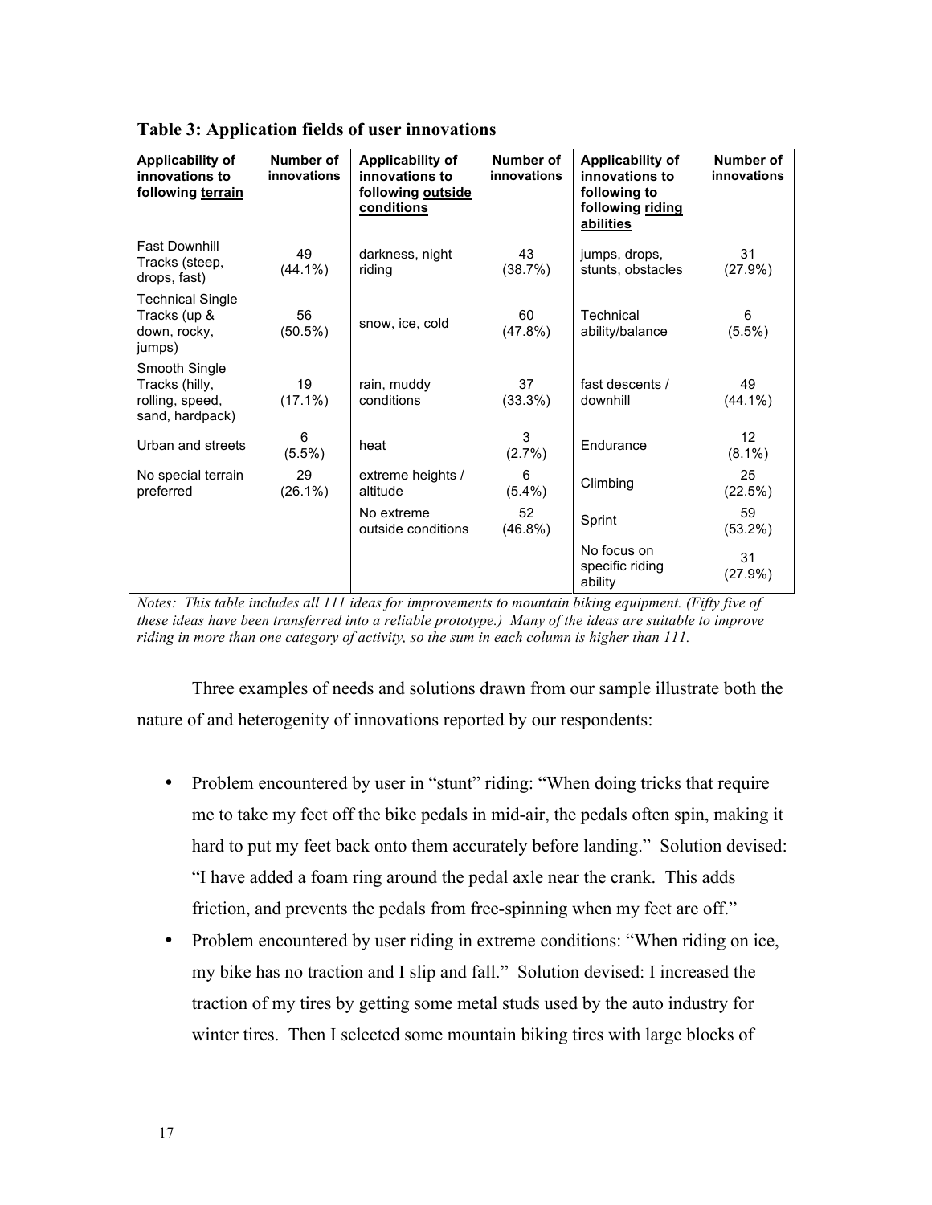**Table 3: Application fields of user innovations**

| Applicability of innovations to following terrain | Number of innovations | Applicability of innovations to following outside conditions | Number of innovations | Applicability of innovations to following to following riding abilities | Number of innovations |
|---|---|---|---|---|---|
| Fast Downhill Tracks (steep, drops, fast) | 49 (44.1%) | darkness, night riding | 43 (38.7%) | jumps, drops, stunts, obstacles | 31 (27.9%) |
| Technical Single Tracks (up & down, rocky, jumps) | 56 (50.5%) | snow, ice, cold | 60 (47.8%) | Technical ability/balance | 6 (5.5%) |
| Smooth Single Tracks (hilly, rolling, speed, sand, hardpack) | 19 (17.1%) | rain, muddy conditions | 37 (33.3%) | fast descents / downhill | 49 (44.1%) |
| Urban and streets | 6 (5.5%) | heat | 3 (2.7%) | Endurance | 12 (8.1%) |
| No special terrain preferred | 29 (26.1%) | extreme heights / altitude | 6 (5.4%) | Climbing | 25 (22.5%) |
| | | No extreme outside conditions | 52 (46.8%) | Sprint | 59 (53.2%) |
| | | | | No focus on specific riding ability | 31 (27.9%) |

*Notes: This table includes all 111 ideas for improvements to mountain biking equipment. (Fifty five of these ideas have been transferred into a reliable prototype.) Many of the ideas are suitable to improve riding in more than one category of activity, so the sum in each column is higher than 111.*

Three examples of needs and solutions drawn from our sample illustrate both the nature of and heterogenity of innovations reported by our respondents:

- Problem encountered by user in "stunt" riding: "When doing tricks that require me to take my feet off the bike pedals in mid-air, the pedals often spin, making it hard to put my feet back onto them accurately before landing." Solution devised: "I have added a foam ring around the pedal axle near the crank. This adds friction, and prevents the pedals from free-spinning when my feet are off."
- Problem encountered by user riding in extreme conditions: "When riding on ice, my bike has no traction and I slip and fall." Solution devised: I increased the traction of my tires by getting some metal studs used by the auto industry for winter tires. Then I selected some mountain biking tires with large blocks of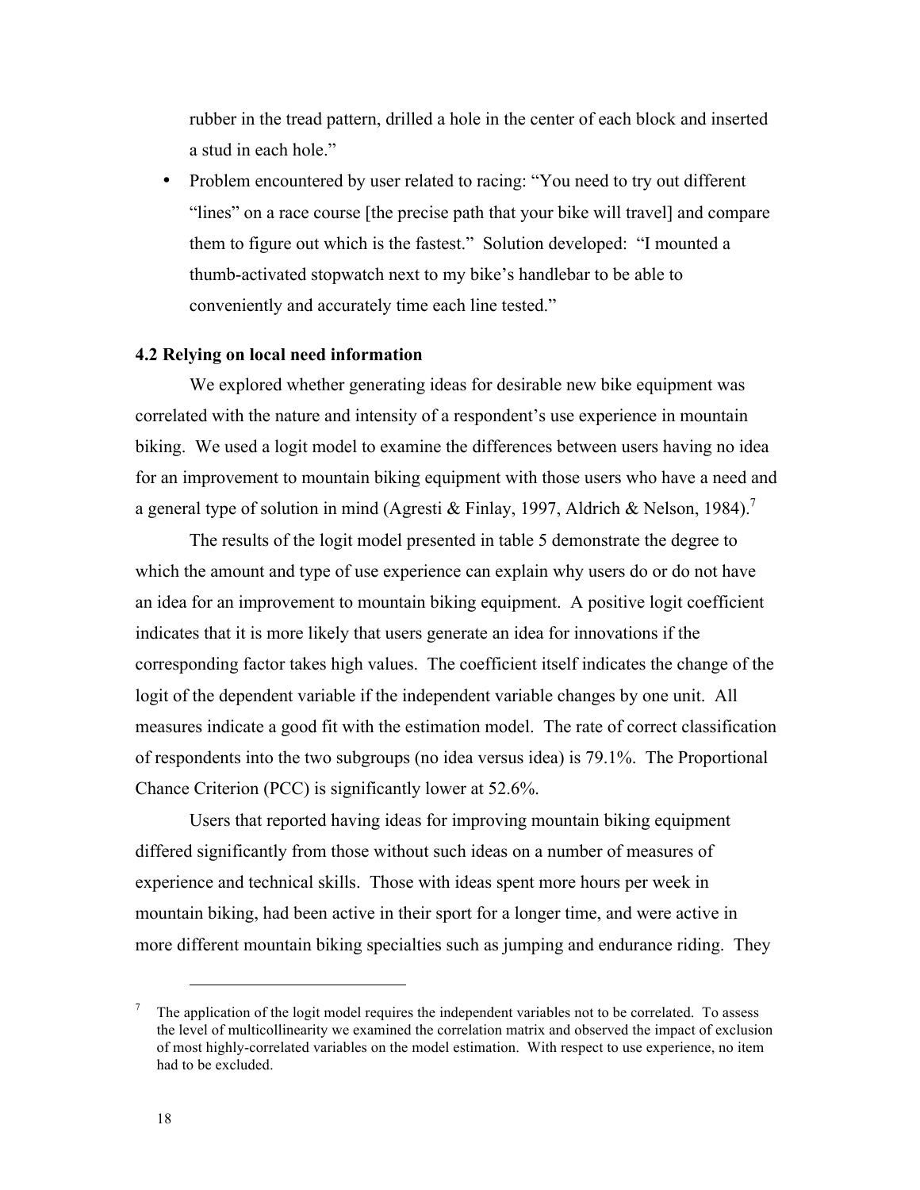rubber in the tread pattern, drilled a hole in the center of each block and inserted a stud in each hole."

- Problem encountered by user related to racing: "You need to try out different "lines" on a race course [the precise path that your bike will travel] and compare them to figure out which is the fastest." Solution developed: "I mounted a thumb-activated stopwatch next to my bike's handlebar to be able to conveniently and accurately time each line tested."

### 4.2 Relying on local need information

We explored whether generating ideas for desirable new bike equipment was correlated with the nature and intensity of a respondent's use experience in mountain biking. We used a logit model to examine the differences between users having no idea for an improvement to mountain biking equipment with those users who have a need and a general type of solution in mind (Agresti & Finlay, 1997, Aldrich & Nelson, 1984).[7]

The results of the logit model presented in table 5 demonstrate the degree to which the amount and type of use experience can explain why users do or do not have an idea for an improvement to mountain biking equipment. A positive logit coefficient indicates that it is more likely that users generate an idea for innovations if the corresponding factor takes high values. The coefficient itself indicates the change of the logit of the dependent variable if the independent variable changes by one unit. All measures indicate a good fit with the estimation model. The rate of correct classification of respondents into the two subgroups (no idea versus idea) is 79.1%. The Proportional Chance Criterion (PCC) is significantly lower at 52.6%.

Users that reported having ideas for improving mountain biking equipment differed significantly from those without such ideas on a number of measures of experience and technical skills. Those with ideas spent more hours per week in mountain biking, had been active in their sport for a longer time, and were active in more different mountain biking specialties such as jumping and endurance riding. They

[7] The application of the logit model requires the independent variables not to be correlated. To assess the level of multicollinearity we examined the correlation matrix and observed the impact of exclusion of most highly-correlated variables on the model estimation. With respect to use experience, no item had to be excluded.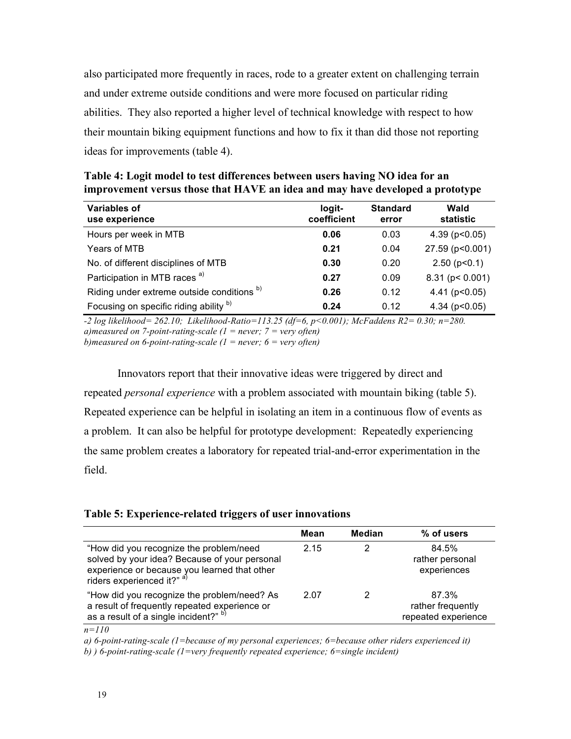also participated more frequently in races, rode to a greater extent on challenging terrain and under extreme outside conditions and were more focused on particular riding abilities. They also reported a higher level of technical knowledge with respect to how their mountain biking equipment functions and how to fix it than did those not reporting ideas for improvements (table 4).

**Table 4: Logit model to test differences between users having NO idea for an improvement versus those that HAVE an idea and may have developed a prototype**

| Variables of use experience | logit-coefficient | Standard error | Wald statistic |
|---|---|---|---|
| Hours per week in MTB | **0.06** | 0.03 | 4.39 ($p<0.05$) |
| Years of MTB | **0.21** | 0.04 | 27.59 ($p<0.001$) |
| No. of different disciplines of MTB | **0.30** | 0.20 | 2.50 ($p<0.1$) |
| Participation in MTB races [a)] | **0.27** | 0.09 | 8.31 ($p< 0.001$) |
| Riding under extreme outside conditions [b)] | **0.26** | 0.12 | 4.41 ($p<0.05$) |
| Focusing on specific riding ability [b)] | **0.24** | 0.12 | 4.34 ($p<0.05$) |

*-2 log likelihood= 262.10; Likelihood-Ratio=113.25 (df=6, p<0.001); McFaddens R2= 0.30; n=280.*
*a)measured on 7-point-rating-scale (1 = never; 7 = very often)*
*b)measured on 6-point-rating-scale (1 = never; 6 = very often)*

Innovators report that their innovative ideas were triggered by direct and repeated *personal experience* with a problem associated with mountain biking (table 5). Repeated experience can be helpful in isolating an item in a continuous flow of events as a problem. It can also be helpful for prototype development: Repeatedly experiencing the same problem creates a laboratory for repeated trial-and-error experimentation in the field.

**Table 5: Experience-related triggers of user innovations**

| | Mean | Median | % of users |
|---|---|---|---|
| "How did you recognize the problem/need solved by your idea? Because of your personal experience or because you learned that other riders experienced it?" [a)] | 2.15 | 2 | 84.5% rather personal experiences |
| "How did you recognize the problem/need? As a result of frequently repeated experience or as a result of a single incident?" [b)] | 2.07 | 2 | 87.3% rather frequently repeated experience |

*n=110*

*a) 6-point-rating-scale (1=because of my personal experiences; 6=because other riders experienced it)*
*b) ) 6-point-rating-scale (1=very frequently repeated experience; 6=single incident)*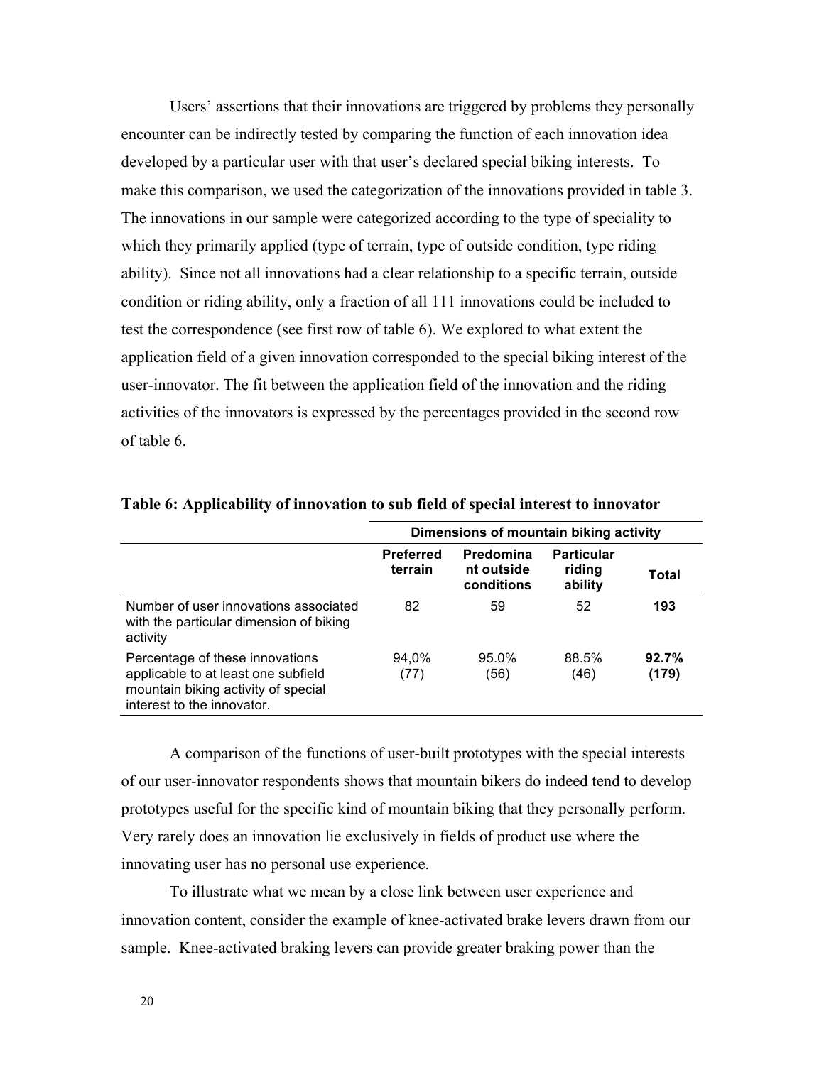Users' assertions that their innovations are triggered by problems they personally encounter can be indirectly tested by comparing the function of each innovation idea developed by a particular user with that user's declared special biking interests. To make this comparison, we used the categorization of the innovations provided in table 3. The innovations in our sample were categorized according to the type of speciality to which they primarily applied (type of terrain, type of outside condition, type riding ability). Since not all innovations had a clear relationship to a specific terrain, outside condition or riding ability, only a fraction of all 111 innovations could be included to test the correspondence (see first row of table 6). We explored to what extent the application field of a given innovation corresponded to the special biking interest of the user-innovator. The fit between the application field of the innovation and the riding activities of the innovators is expressed by the percentages provided in the second row of table 6.

**Table 6: Applicability of innovation to sub field of special interest to innovator**

| | Dimensions of mountain biking activity | | | |
|---|---|---|---|---|
| | **Preferred terrain** | **Predominant outside conditions** | **Particular riding ability** | **Total** |
| Number of user innovations associated with the particular dimension of biking activity | 82 | 59 | 52 | **193** |
| Percentage of these innovations applicable to at least one subfield mountain biking activity of special interest to the innovator. | 94,0% (77) | 95.0% (56) | 88.5% (46) | **92.7% (179)** |

A comparison of the functions of user-built prototypes with the special interests of our user-innovator respondents shows that mountain bikers do indeed tend to develop prototypes useful for the specific kind of mountain biking that they personally perform. Very rarely does an innovation lie exclusively in fields of product use where the innovating user has no personal use experience.

To illustrate what we mean by a close link between user experience and innovation content, consider the example of knee-activated brake levers drawn from our sample. Knee-activated braking levers can provide greater braking power than the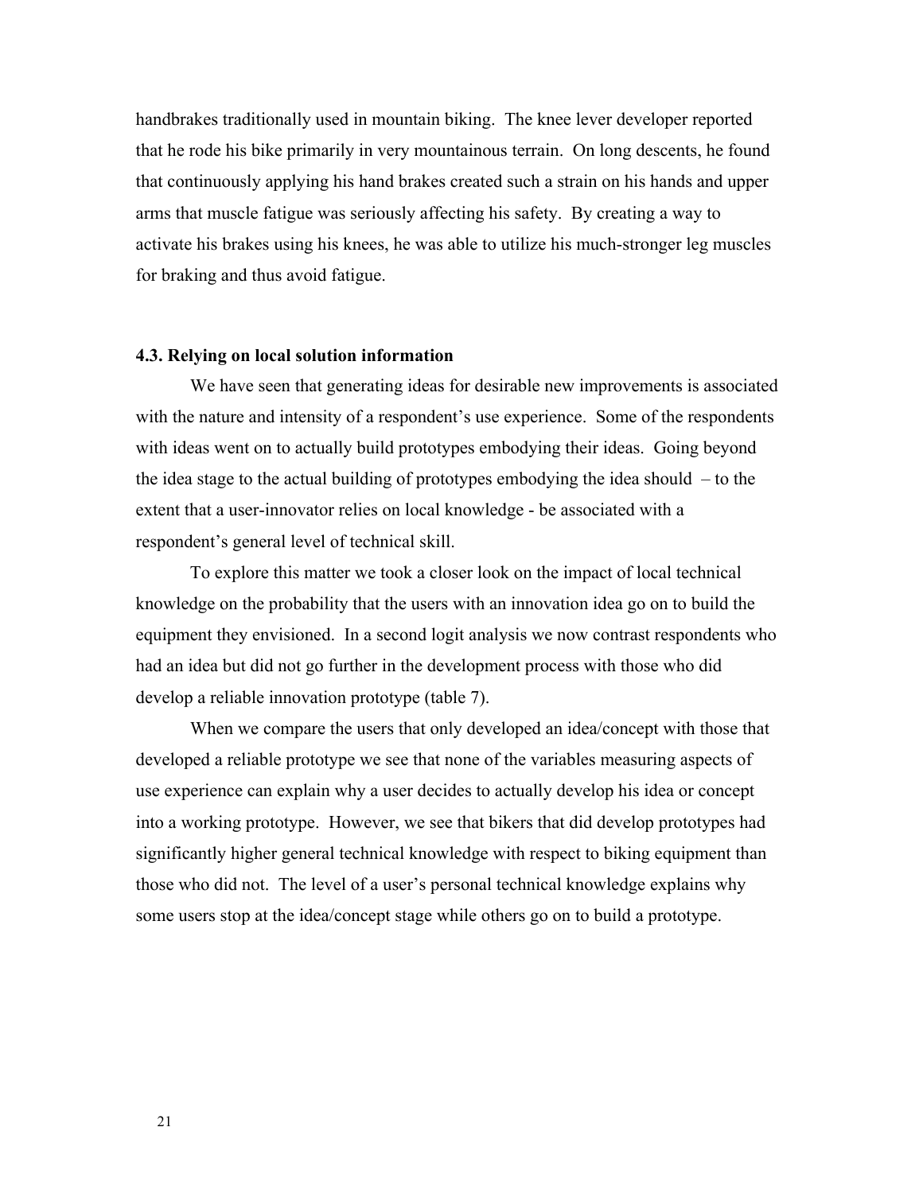handbrakes traditionally used in mountain biking. The knee lever developer reported that he rode his bike primarily in very mountainous terrain. On long descents, he found that continuously applying his hand brakes created such a strain on his hands and upper arms that muscle fatigue was seriously affecting his safety. By creating a way to activate his brakes using his knees, he was able to utilize his much-stronger leg muscles for braking and thus avoid fatigue.

### 4.3. Relying on local solution information

We have seen that generating ideas for desirable new improvements is associated with the nature and intensity of a respondent's use experience. Some of the respondents with ideas went on to actually build prototypes embodying their ideas. Going beyond the idea stage to the actual building of prototypes embodying the idea should – to the extent that a user-innovator relies on local knowledge - be associated with a respondent's general level of technical skill.

To explore this matter we took a closer look on the impact of local technical knowledge on the probability that the users with an innovation idea go on to build the equipment they envisioned. In a second logit analysis we now contrast respondents who had an idea but did not go further in the development process with those who did develop a reliable innovation prototype (table 7).

When we compare the users that only developed an idea/concept with those that developed a reliable prototype we see that none of the variables measuring aspects of use experience can explain why a user decides to actually develop his idea or concept into a working prototype. However, we see that bikers that did develop prototypes had significantly higher general technical knowledge with respect to biking equipment than those who did not. The level of a user's personal technical knowledge explains why some users stop at the idea/concept stage while others go on to build a prototype.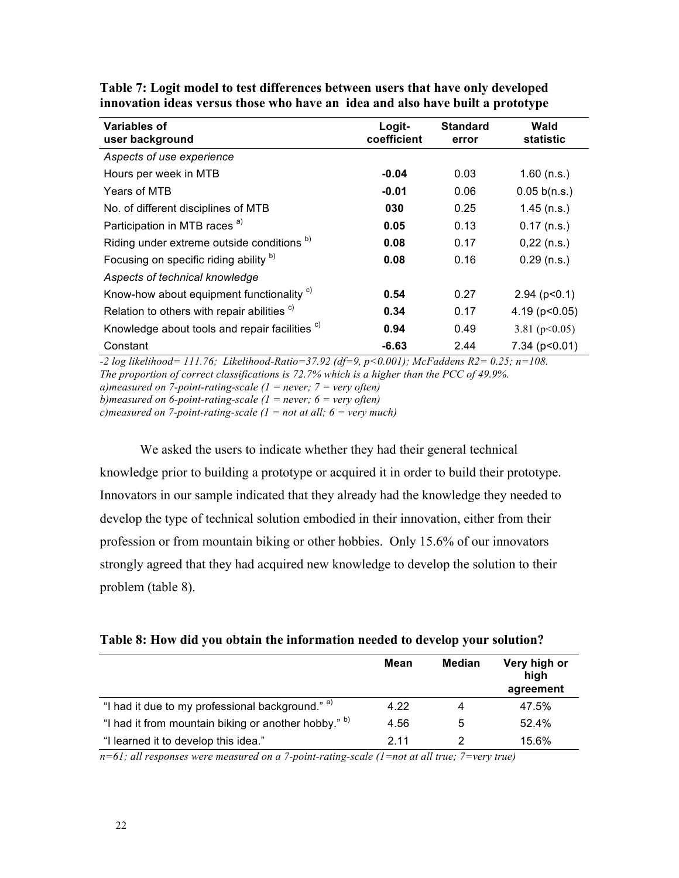**Table 7: Logit model to test differences between users that have only developed innovation ideas versus those who have an idea and also have built a prototype**

| Variables of user background | Logit-coefficient | Standard error | Wald statistic |
|---|---|---|---|
| *Aspects of use experience* | | | |
| Hours per week in MTB | **-0.04** | 0.03 | 1.60 (n.s.) |
| Years of MTB | **-0.01** | 0.06 | 0.05 b(n.s.) |
| No. of different disciplines of MTB | **030** | 0.25 | 1.45 (n.s.) |
| Participation in MTB races [a)] | **0.05** | 0.13 | 0.17 (n.s.) |
| Riding under extreme outside conditions [b)] | **0.08** | 0.17 | 0,22 (n.s.) |
| Focusing on specific riding ability [b)] | **0.08** | 0.16 | 0.29 (n.s.) |
| *Aspects of technical knowledge* | | | |
| Know-how about equipment functionality [c)] | **0.54** | 0.27 | 2.94 ($p<0.1$) |
| Relation to others with repair abilities [c)] | **0.34** | 0.17 | 4.19 ($p<0.05$) |
| Knowledge about tools and repair facilities [c)] | **0.94** | 0.49 | 3.81 ($p<0.05$) |
| Constant | **-6.63** | 2.44 | 7.34 ($p<0.01$) |

*-2 log likelihood= 111.76; Likelihood-Ratio=37.92 (df=9, $p<0.001$); McFaddens $R2$= 0.25; n=108.*
*The proportion of correct classifications is 72.7% which is a higher than the PCC of 49.9%.*
*a)measured on 7-point-rating-scale (1 = never; 7 = very often)*
*b)measured on 6-point-rating-scale (1 = never; 6 = very often)*
*c)measured on 7-point-rating-scale (1 = not at all; 6 = very much)*

We asked the users to indicate whether they had their general technical knowledge prior to building a prototype or acquired it in order to build their prototype. Innovators in our sample indicated that they already had the knowledge they needed to develop the type of technical solution embodied in their innovation, either from their profession or from mountain biking or other hobbies. Only 15.6% of our innovators strongly agreed that they had acquired new knowledge to develop the solution to their problem (table 8).

**Table 8: How did you obtain the information needed to develop your solution?**

| | Mean | Median | Very high or high agreement |
|---|---|---|---|
| "I had it due to my professional background." [a)] | 4.22 | 4 | 47.5% |
| "I had it from mountain biking or another hobby." [b)] | 4.56 | 5 | 52.4% |
| "I learned it to develop this idea." | 2.11 | 2 | 15.6% |

*n=61; all responses were measured on a 7-point-rating-scale (1=not at all true; 7=very true)*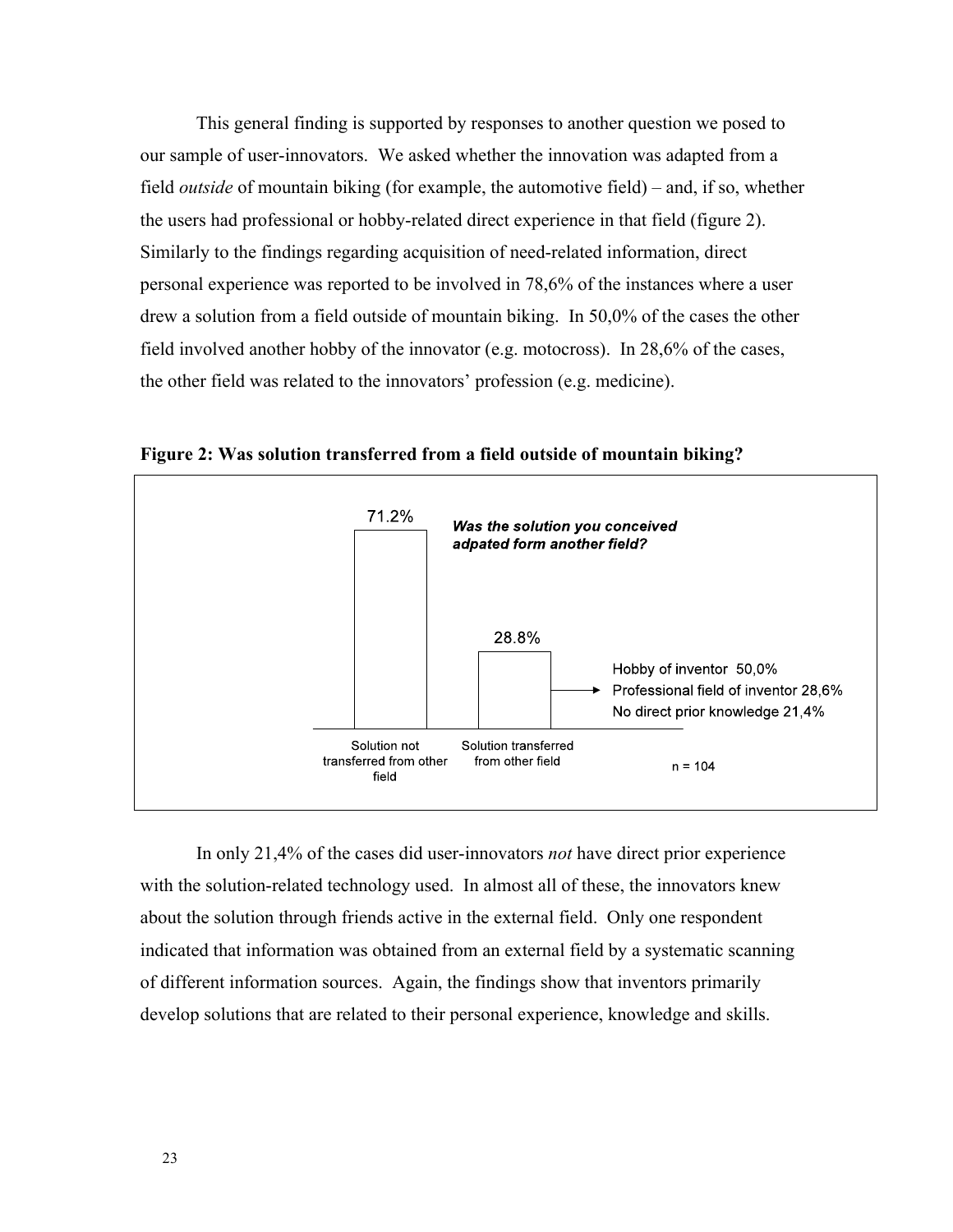This general finding is supported by responses to another question we posed to our sample of user-innovators. We asked whether the innovation was adapted from a field *outside* of mountain biking (for example, the automotive field) – and, if so, whether the users had professional or hobby-related direct experience in that field (figure 2). Similarly to the findings regarding acquisition of need-related information, direct personal experience was reported to be involved in 78,6% of the instances where a user drew a solution from a field outside of mountain biking. In 50,0% of the cases the other field involved another hobby of the innovator (e.g. motocross). In 28,6% of the cases, the other field was related to the innovators' profession (e.g. medicine).

**Figure 2: Was solution transferred from a field outside of mountain biking?**

*Was the solution you conceived adpated form another field?*

| Solution not transferred from other field | Solution transferred from other field |
| --- | --- |
| 71.2% | 28.8% |

Solution transferred from other field:
- Hobby of inventor 50,0%
- Professional field of inventor 28,6%
- No direct prior knowledge 21,4%

n = 104

In only 21,4% of the cases did user-innovators *not* have direct prior experience with the solution-related technology used. In almost all of these, the innovators knew about the solution through friends active in the external field. Only one respondent indicated that information was obtained from an external field by a systematic scanning of different information sources. Again, the findings show that inventors primarily develop solutions that are related to their personal experience, knowledge and skills.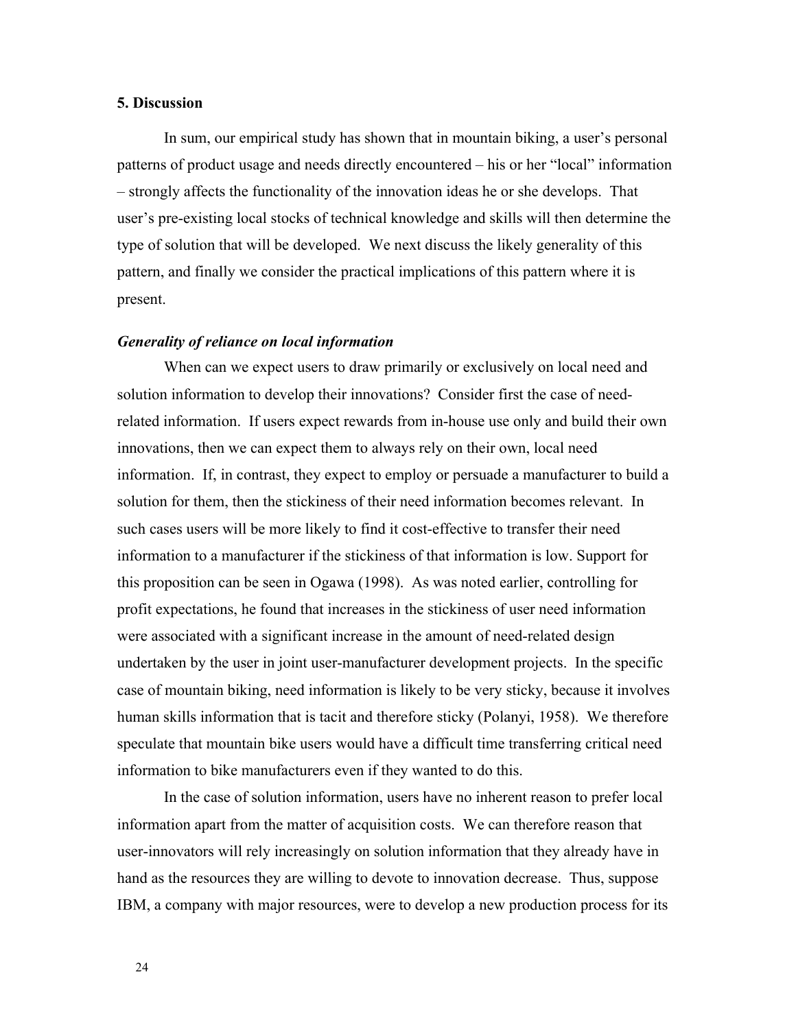## 5. Discussion

In sum, our empirical study has shown that in mountain biking, a user's personal patterns of product usage and needs directly encountered – his or her "local" information – strongly affects the functionality of the innovation ideas he or she develops. That user's pre-existing local stocks of technical knowledge and skills will then determine the type of solution that will be developed. We next discuss the likely generality of this pattern, and finally we consider the practical implications of this pattern where it is present.

### *Generality of reliance on local information*

When can we expect users to draw primarily or exclusively on local need and solution information to develop their innovations? Consider first the case of need-related information. If users expect rewards from in-house use only and build their own innovations, then we can expect them to always rely on their own, local need information. If, in contrast, they expect to employ or persuade a manufacturer to build a solution for them, then the stickiness of their need information becomes relevant. In such cases users will be more likely to find it cost-effective to transfer their need information to a manufacturer if the stickiness of that information is low. Support for this proposition can be seen in Ogawa (1998). As was noted earlier, controlling for profit expectations, he found that increases in the stickiness of user need information were associated with a significant increase in the amount of need-related design undertaken by the user in joint user-manufacturer development projects. In the specific case of mountain biking, need information is likely to be very sticky, because it involves human skills information that is tacit and therefore sticky (Polanyi, 1958). We therefore speculate that mountain bike users would have a difficult time transferring critical need information to bike manufacturers even if they wanted to do this.

In the case of solution information, users have no inherent reason to prefer local information apart from the matter of acquisition costs. We can therefore reason that user-innovators will rely increasingly on solution information that they already have in hand as the resources they are willing to devote to innovation decrease. Thus, suppose IBM, a company with major resources, were to develop a new production process for its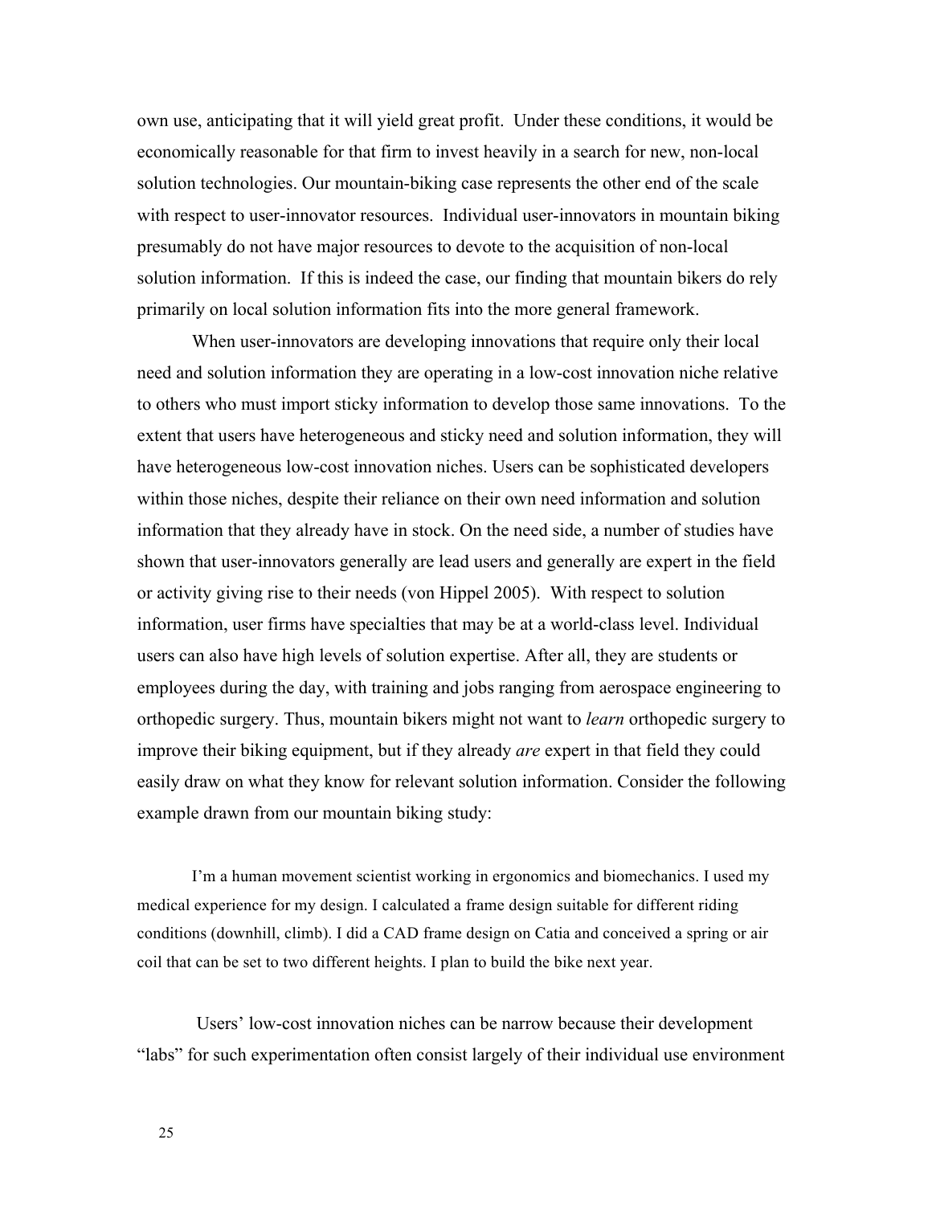own use, anticipating that it will yield great profit.  Under these conditions, it would be economically reasonable for that firm to invest heavily in a search for new, non-local solution technologies. Our mountain-biking case represents the other end of the scale with respect to user-innovator resources.  Individual user-innovators in mountain biking presumably do not have major resources to devote to the acquisition of non-local solution information.  If this is indeed the case, our finding that mountain bikers do rely primarily on local solution information fits into the more general framework.

When user-innovators are developing innovations that require only their local need and solution information they are operating in a low-cost innovation niche relative to others who must import sticky information to develop those same innovations.  To the extent that users have heterogeneous and sticky need and solution information, they will have heterogeneous low-cost innovation niches. Users can be sophisticated developers within those niches, despite their reliance on their own need information and solution information that they already have in stock. On the need side, a number of studies have shown that user-innovators generally are lead users and generally are expert in the field or activity giving rise to their needs (von Hippel 2005).  With respect to solution information, user firms have specialties that may be at a world-class level. Individual users can also have high levels of solution expertise. After all, they are students or employees during the day, with training and jobs ranging from aerospace engineering to orthopedic surgery. Thus, mountain bikers might not want to *learn* orthopedic surgery to improve their biking equipment, but if they already *are* expert in that field they could easily draw on what they know for relevant solution information. Consider the following example drawn from our mountain biking study:

> I'm a human movement scientist working in ergonomics and biomechanics. I used my medical experience for my design. I calculated a frame design suitable for different riding conditions (downhill, climb). I did a CAD frame design on Catia and conceived a spring or air coil that can be set to two different heights. I plan to build the bike next year.

Users' low-cost innovation niches can be narrow because their development "labs" for such experimentation often consist largely of their individual use environment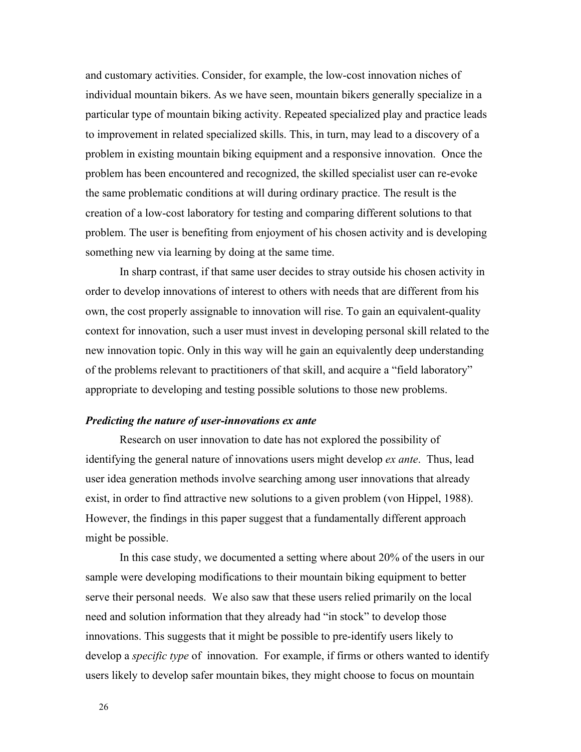and customary activities. Consider, for example, the low-cost innovation niches of individual mountain bikers. As we have seen, mountain bikers generally specialize in a particular type of mountain biking activity. Repeated specialized play and practice leads to improvement in related specialized skills. This, in turn, may lead to a discovery of a problem in existing mountain biking equipment and a responsive innovation. Once the problem has been encountered and recognized, the skilled specialist user can re-evoke the same problematic conditions at will during ordinary practice. The result is the creation of a low-cost laboratory for testing and comparing different solutions to that problem. The user is benefiting from enjoyment of his chosen activity and is developing something new via learning by doing at the same time.

In sharp contrast, if that same user decides to stray outside his chosen activity in order to develop innovations of interest to others with needs that are different from his own, the cost properly assignable to innovation will rise. To gain an equivalent-quality context for innovation, such a user must invest in developing personal skill related to the new innovation topic. Only in this way will he gain an equivalently deep understanding of the problems relevant to practitioners of that skill, and acquire a "field laboratory" appropriate to developing and testing possible solutions to those new problems.

### *Predicting the nature of user-innovations ex ante*

Research on user innovation to date has not explored the possibility of identifying the general nature of innovations users might develop *ex ante*. Thus, lead user idea generation methods involve searching among user innovations that already exist, in order to find attractive new solutions to a given problem (von Hippel, 1988). However, the findings in this paper suggest that a fundamentally different approach might be possible.

In this case study, we documented a setting where about 20% of the users in our sample were developing modifications to their mountain biking equipment to better serve their personal needs. We also saw that these users relied primarily on the local need and solution information that they already had "in stock" to develop those innovations. This suggests that it might be possible to pre-identify users likely to develop a *specific type* of innovation. For example, if firms or others wanted to identify users likely to develop safer mountain bikes, they might choose to focus on mountain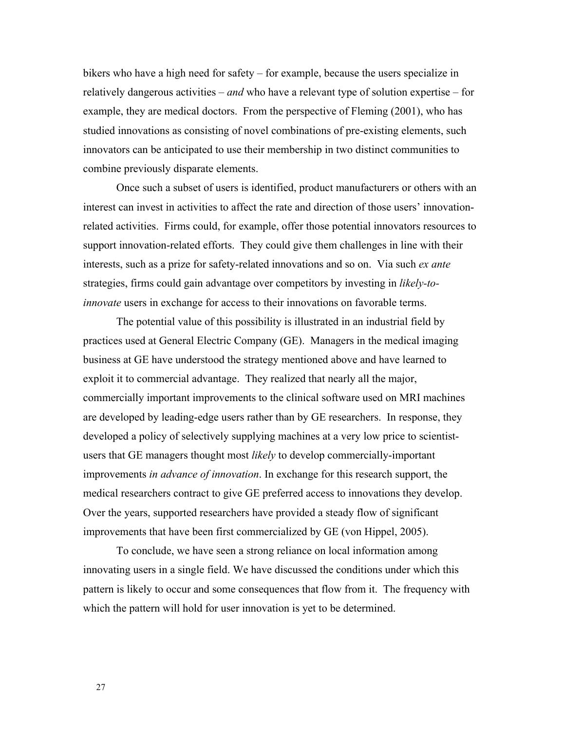bikers who have a high need for safety – for example, because the users specialize in relatively dangerous activities – *and* who have a relevant type of solution expertise – for example, they are medical doctors. From the perspective of Fleming (2001), who has studied innovations as consisting of novel combinations of pre-existing elements, such innovators can be anticipated to use their membership in two distinct communities to combine previously disparate elements.

Once such a subset of users is identified, product manufacturers or others with an interest can invest in activities to affect the rate and direction of those users' innovation-related activities. Firms could, for example, offer those potential innovators resources to support innovation-related efforts. They could give them challenges in line with their interests, such as a prize for safety-related innovations and so on. Via such *ex ante* strategies, firms could gain advantage over competitors by investing in *likely-to-innovate* users in exchange for access to their innovations on favorable terms.

The potential value of this possibility is illustrated in an industrial field by practices used at General Electric Company (GE). Managers in the medical imaging business at GE have understood the strategy mentioned above and have learned to exploit it to commercial advantage. They realized that nearly all the major, commercially important improvements to the clinical software used on MRI machines are developed by leading-edge users rather than by GE researchers. In response, they developed a policy of selectively supplying machines at a very low price to scientist-users that GE managers thought most *likely* to develop commercially-important improvements *in advance of innovation*. In exchange for this research support, the medical researchers contract to give GE preferred access to innovations they develop. Over the years, supported researchers have provided a steady flow of significant improvements that have been first commercialized by GE (von Hippel, 2005).

To conclude, we have seen a strong reliance on local information among innovating users in a single field. We have discussed the conditions under which this pattern is likely to occur and some consequences that flow from it. The frequency with which the pattern will hold for user innovation is yet to be determined.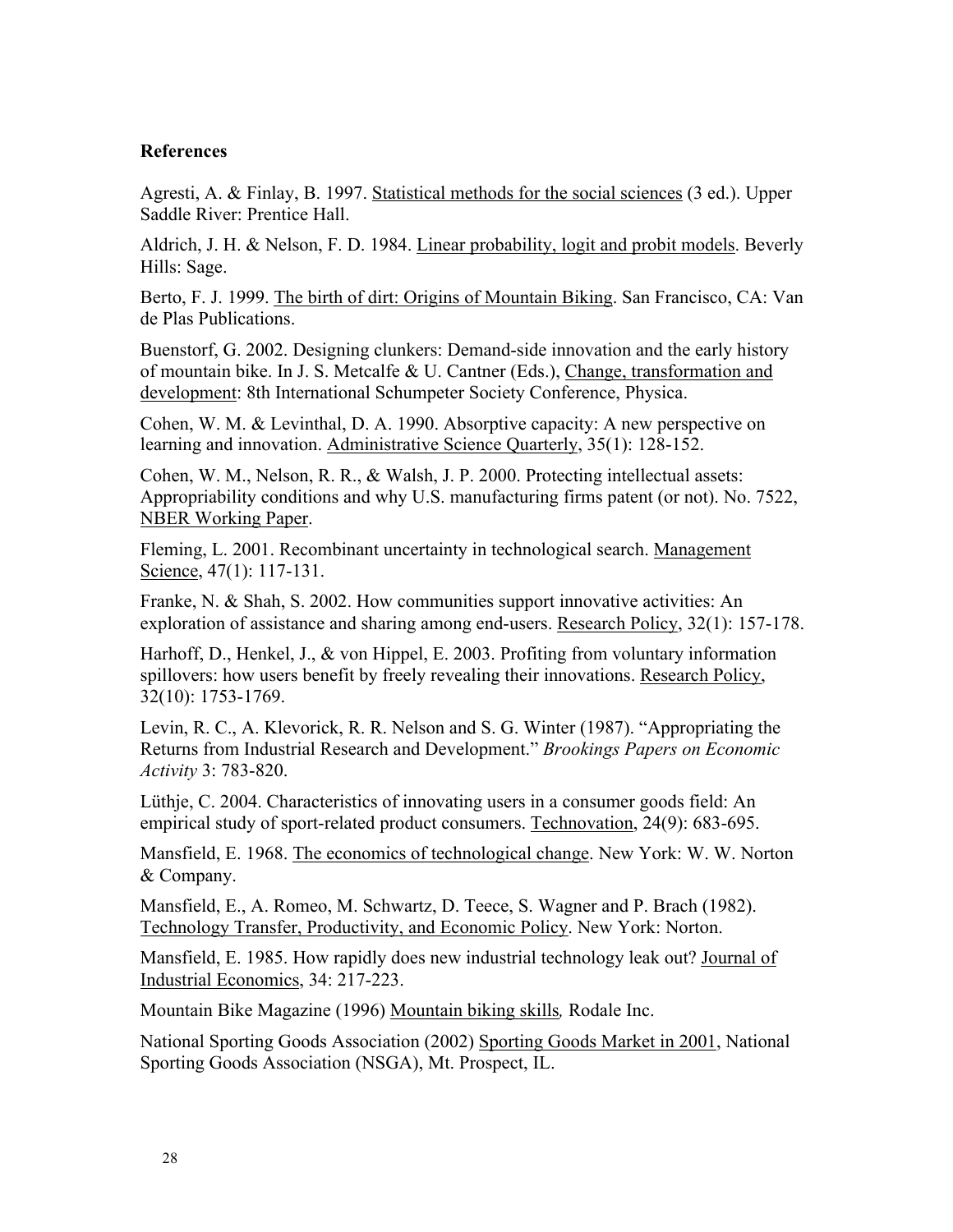## References

Agresti, A. & Finlay, B. 1997. Statistical methods for the social sciences (3 ed.). Upper Saddle River: Prentice Hall.

Aldrich, J. H. & Nelson, F. D. 1984. Linear probability, logit and probit models. Beverly Hills: Sage.

Berto, F. J. 1999. The birth of dirt: Origins of Mountain Biking. San Francisco, CA: Van de Plas Publications.

Buenstorf, G. 2002. Designing clunkers: Demand-side innovation and the early history of mountain bike. In J. S. Metcalfe & U. Cantner (Eds.), Change, transformation and development: 8th International Schumpeter Society Conference, Physica.

Cohen, W. M. & Levinthal, D. A. 1990. Absorptive capacity: A new perspective on learning and innovation. Administrative Science Quarterly, 35(1): 128-152.

Cohen, W. M., Nelson, R. R., & Walsh, J. P. 2000. Protecting intellectual assets: Appropriability conditions and why U.S. manufacturing firms patent (or not). No. 7522, NBER Working Paper.

Fleming, L. 2001. Recombinant uncertainty in technological search. Management Science, 47(1): 117-131.

Franke, N. & Shah, S. 2002. How communities support innovative activities: An exploration of assistance and sharing among end-users. Research Policy, 32(1): 157-178.

Harhoff, D., Henkel, J., & von Hippel, E. 2003. Profiting from voluntary information spillovers: how users benefit by freely revealing their innovations. Research Policy, 32(10): 1753-1769.

Levin, R. C., A. Klevorick, R. R. Nelson and S. G. Winter (1987). "Appropriating the Returns from Industrial Research and Development." *Brookings Papers on Economic Activity* 3: 783-820.

Lüthje, C. 2004. Characteristics of innovating users in a consumer goods field: An empirical study of sport-related product consumers. Technovation, 24(9): 683-695.

Mansfield, E. 1968. The economics of technological change. New York: W. W. Norton & Company.

Mansfield, E., A. Romeo, M. Schwartz, D. Teece, S. Wagner and P. Brach (1982). Technology Transfer, Productivity, and Economic Policy. New York: Norton.

Mansfield, E. 1985. How rapidly does new industrial technology leak out? Journal of Industrial Economics, 34: 217-223.

Mountain Bike Magazine (1996) Mountain biking skills*,* Rodale Inc.

National Sporting Goods Association (2002) Sporting Goods Market in 2001, National Sporting Goods Association (NSGA), Mt. Prospect, IL.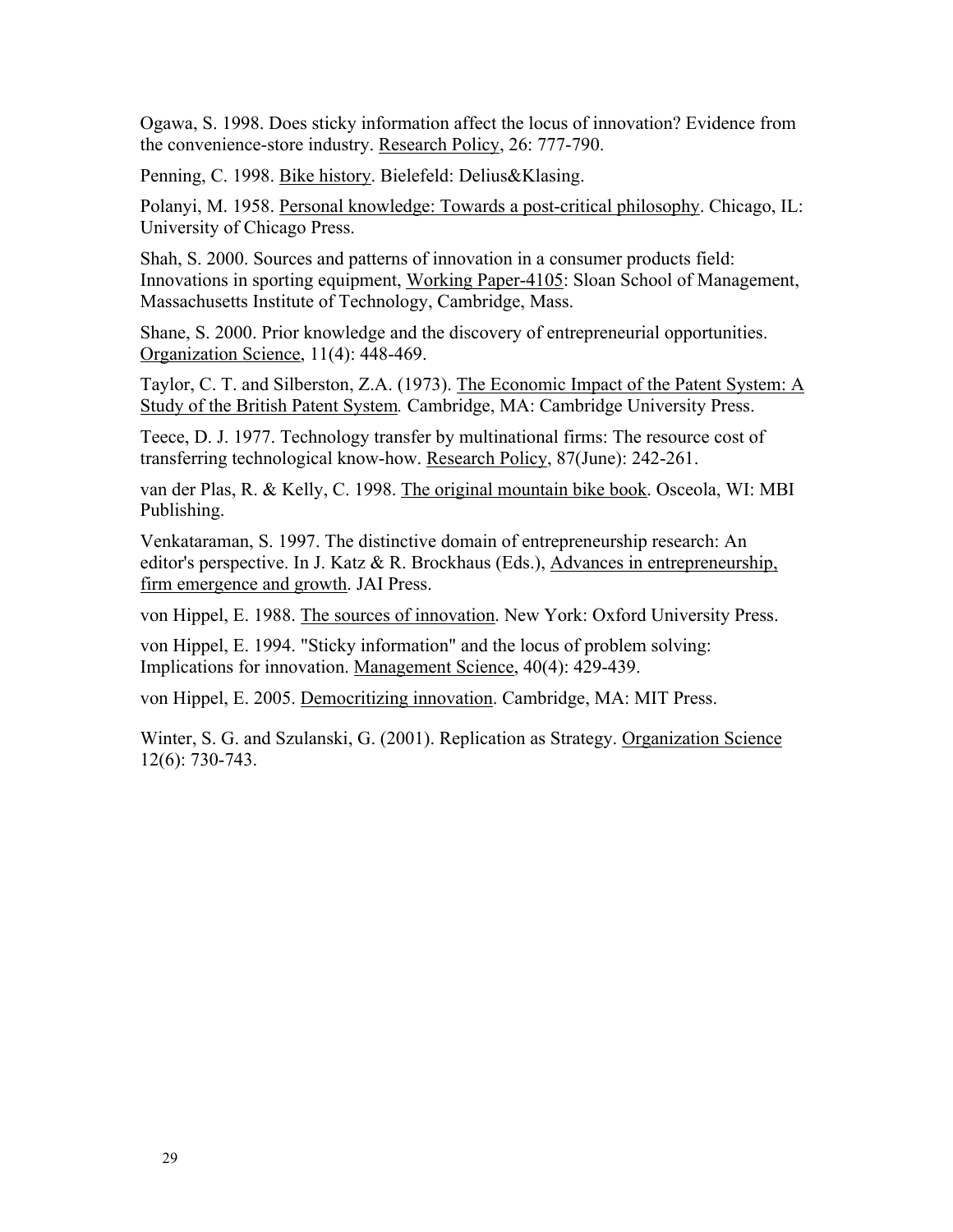Ogawa, S. 1998. Does sticky information affect the locus of innovation? Evidence from the convenience-store industry. Research Policy, 26: 777-790.

Penning, C. 1998. Bike history. Bielefeld: Delius&Klasing.

Polanyi, M. 1958. Personal knowledge: Towards a post-critical philosophy. Chicago, IL: University of Chicago Press.

Shah, S. 2000. Sources and patterns of innovation in a consumer products field: Innovations in sporting equipment, Working Paper-4105: Sloan School of Management, Massachusetts Institute of Technology, Cambridge, Mass.

Shane, S. 2000. Prior knowledge and the discovery of entrepreneurial opportunities. Organization Science, 11(4): 448-469.

Taylor, C. T. and Silberston, Z.A. (1973). The Economic Impact of the Patent System: A Study of the British Patent System. Cambridge, MA: Cambridge University Press.

Teece, D. J. 1977. Technology transfer by multinational firms: The resource cost of transferring technological know-how. Research Policy, 87(June): 242-261.

van der Plas, R. & Kelly, C. 1998. The original mountain bike book. Osceola, WI: MBI Publishing.

Venkataraman, S. 1997. The distinctive domain of entrepreneurship research: An editor's perspective. In J. Katz & R. Brockhaus (Eds.), Advances in entrepreneurship, firm emergence and growth. JAI Press.

von Hippel, E. 1988. The sources of innovation. New York: Oxford University Press.

von Hippel, E. 1994. "Sticky information" and the locus of problem solving: Implications for innovation. Management Science, 40(4): 429-439.

von Hippel, E. 2005. Democritizing innovation. Cambridge, MA: MIT Press.

Winter, S. G. and Szulanski, G. (2001). Replication as Strategy. Organization Science 12(6): 730-743.